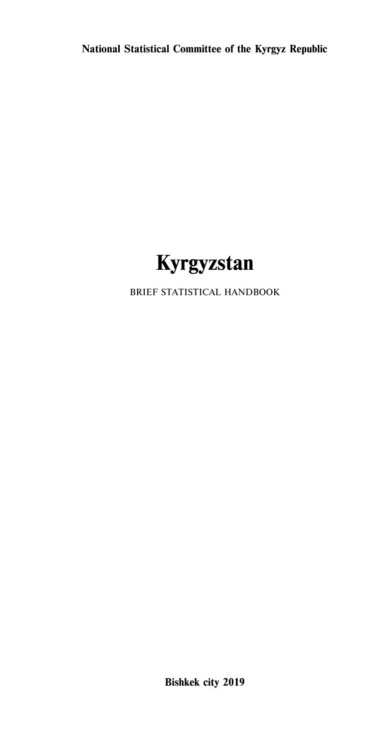**National Statistical Committee of the Kyrgyz Republic**

# Kyrgyzstan

BRIEF STATISTICAL HANDBOOK

**Bishkek city 2019**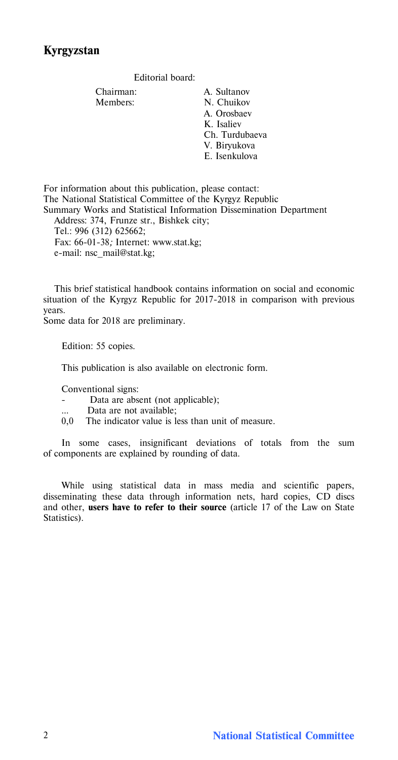## Kyrgyzstan

Editorial board:

| | |
|---|---|
| Chairman: | A. Sultanov |
| Members: | N. Chuikov |
| | A. Orosbaev |
| | K. Isaliev |
| | Ch. Turdubaeva |
| | V. Biryukova |
| | E. Isenkulova |

For information about this publication, please contact:
The National Statistical Committee of the Kyrgyz Republic
Summary Works and Statistical Information Dissemination Department
Address: 374, Frunze str., Bishkek city;
Tel.: 996 (312) 625662;
Fax: 66-01-38; Internet: www.stat.kg;
e-mail: nsc_mail@stat.kg;

This brief statistical handbook contains information on social and economic situation of the Kyrgyz Republic for 2017-2018 in comparison with previous years.
Some data for 2018 are preliminary.

Edition: 55 copies.

This publication is also available on electronic form.

Conventional signs:
- \- Data are absent (not applicable);
- ... Data are not available;
- 0,0 The indicator value is less than unit of measure.

In some cases, insignificant deviations of totals from the sum of components are explained by rounding of data.

While using statistical data in mass media and scientific papers, disseminating these data through information nets, hard copies, CD discs and other, **users have to refer to their source** (article 17 of the Law on State Statistics).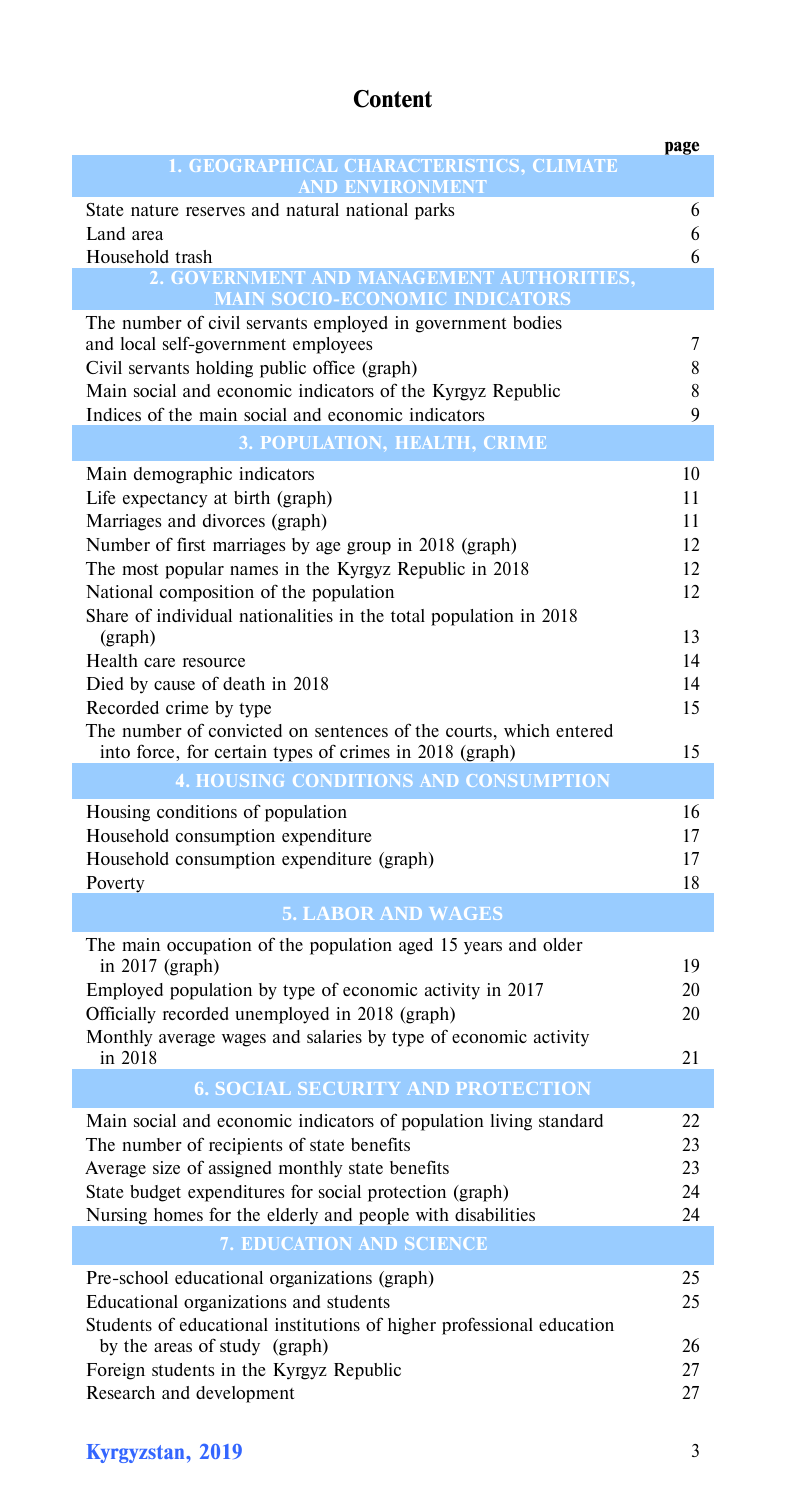# Content

| | page |
|---|---|
| **1. GEOGRAPHICAL CHARACTERISTICS, CLIMATE AND ENVIRONMENT** | |
| State nature reserves and natural national parks | 6 |
| Land area | 6 |
| Household trash | 6 |
| **2. GOVERNMENT AND MANAGEMENT AUTHORITIES, MAIN SOCIO-ECONOMIC INDICATORS** | |
| The number of civil servants employed in government bodies and local self-government employees | 7 |
| Civil servants holding public office (graph) | 8 |
| Main social and economic indicators of the Kyrgyz Republic | 8 |
| Indices of the main social and economic indicators | 9 |
| **3. POPULATION, HEALTH, CRIME** | |
| Main demographic indicators | 10 |
| Life expectancy at birth (graph) | 11 |
| Marriages and divorces (graph) | 11 |
| Number of first marriages by age group in 2018 (graph) | 12 |
| The most popular names in the Kyrgyz Republic in 2018 | 12 |
| National composition of the population | 12 |
| Share of individual nationalities in the total population in 2018 (graph) | 13 |
| Health care resource | 14 |
| Died by cause of death in 2018 | 14 |
| Recorded crime by type | 15 |
| The number of convicted on sentences of the courts, which entered into force, for certain types of crimes in 2018 (graph) | 15 |
| **4. HOUSING CONDITIONS AND CONSUMPTION** | |
| Housing conditions of population | 16 |
| Household consumption expenditure | 17 |
| Household consumption expenditure (graph) | 17 |
| Poverty | 18 |
| **5. LABOR AND WAGES** | |
| The main occupation of the population aged 15 years and older in 2017 (graph) | 19 |
| Employed population by type of economic activity in 2017 | 20 |
| Officially recorded unemployed in 2018 (graph) | 20 |
| Monthly average wages and salaries by type of economic activity in 2018 | 21 |
| **6. SOCIAL SECURITY AND PROTECTION** | |
| Main social and economic indicators of population living standard | 22 |
| The number of recipients of state benefits | 23 |
| Average size of assigned monthly state benefits | 23 |
| State budget expenditures for social protection (graph) | 24 |
| Nursing homes for the elderly and people with disabilities | 24 |
| **7. EDUCATION AND SCIENCE** | |
| Pre-school educational organizations (graph) | 25 |
| Educational organizations and students | 25 |
| Students of educational institutions of higher professional education by the areas of study (graph) | 26 |
| Foreign students in the Kyrgyz Republic | 27 |
| Research and development | 27 |

**Kyrgyzstan, 2019**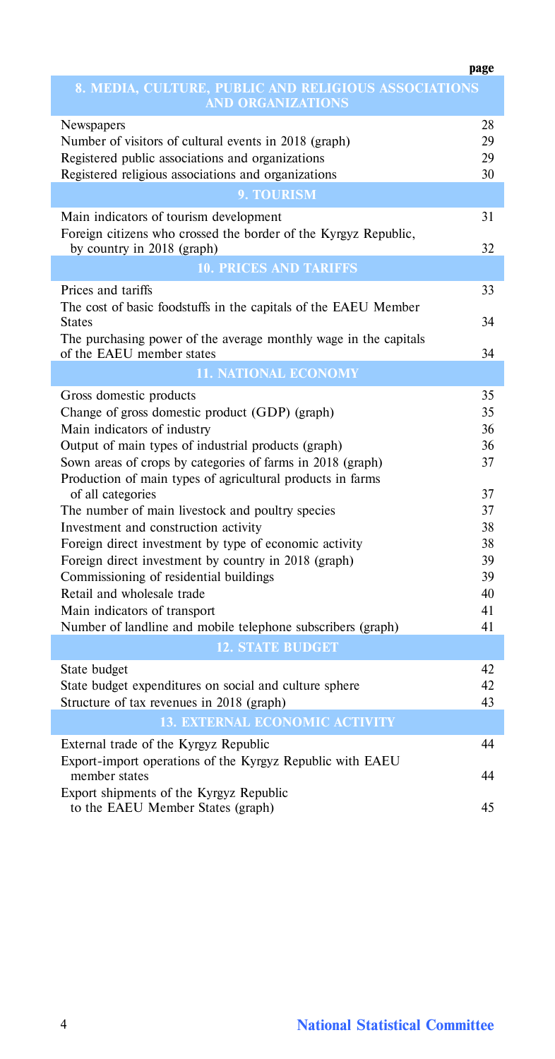| | page |
|---|---|
| **8. MEDIA, CULTURE, PUBLIC AND RELIGIOUS ASSOCIATIONS AND ORGANIZATIONS** | |
| Newspapers | 28 |
| Number of visitors of cultural events in 2018 (graph) | 29 |
| Registered public associations and organizations | 29 |
| Registered religious associations and organizations | 30 |
| **9. TOURISM** | |
| Main indicators of tourism development | 31 |
| Foreign citizens who crossed the border of the Kyrgyz Republic, by country in 2018 (graph) | 32 |
| **10. PRICES AND TARIFFS** | |
| Prices and tariffs | 33 |
| The cost of basic foodstuffs in the capitals of the EAEU Member States | 34 |
| The purchasing power of the average monthly wage in the capitals of the EAEU member states | 34 |
| **11. NATIONAL ECONOMY** | |
| Gross domestic products | 35 |
| Change of gross domestic product (GDP) (graph) | 35 |
| Main indicators of industry | 36 |
| Output of main types of industrial products (graph) | 36 |
| Sown areas of crops by categories of farms in 2018 (graph) | 37 |
| Production of main types of agricultural products in farms of all categories | 37 |
| The number of main livestock and poultry species | 37 |
| Investment and construction activity | 38 |
| Foreign direct investment by type of economic activity | 38 |
| Foreign direct investment by country in 2018 (graph) | 39 |
| Commissioning of residential buildings | 39 |
| Retail and wholesale trade | 40 |
| Main indicators of transport | 41 |
| Number of landline and mobile telephone subscribers (graph) | 41 |
| **12. STATE BUDGET** | |
| State budget | 42 |
| State budget expenditures on social and culture sphere | 42 |
| Structure of tax revenues in 2018 (graph) | 43 |
| **13. EXTERNAL ECONOMIC ACTIVITY** | |
| External trade of the Kyrgyz Republic | 44 |
| Export-import operations of the Kyrgyz Republic with EAEU member states | 44 |
| Export shipments of the Kyrgyz Republic to the EAEU Member States (graph) | 45 |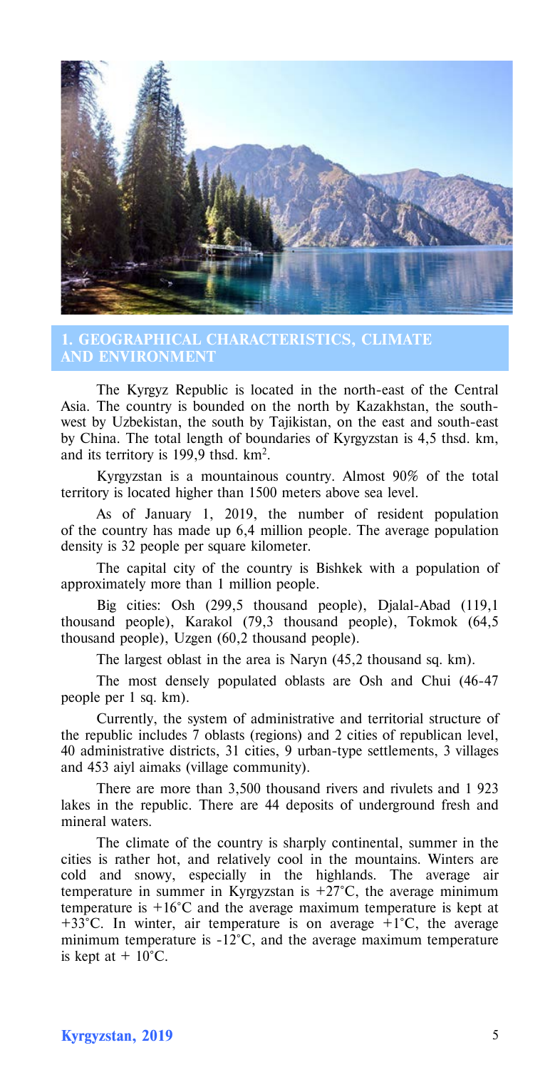## 1. GEOGRAPHICAL CHARACTERISTICS, CLIMATE AND ENVIRONMENT

The Kyrgyz Republic is located in the north-east of the Central Asia. The country is bounded on the north by Kazakhstan, the south-west by Uzbekistan, the south by Tajikistan, on the east and south-east by China. The total length of boundaries of Kyrgyzstan is 4,5 thsd. km, and its territory is 199,9 thsd. km$^2$.

Kyrgyzstan is a mountainous country. Almost 90% of the total territory is located higher than 1500 meters above sea level.

As of January 1, 2019, the number of resident population of the country has made up 6,4 million people. The average population density is 32 people per square kilometer.

The capital city of the country is Bishkek with a population of approximately more than 1 million people.

Big cities: Osh (299,5 thousand people), Djalal-Abad (119,1 thousand people), Karakol (79,3 thousand people), Tokmok (64,5 thousand people), Uzgen (60,2 thousand people).

The largest oblast in the area is Naryn (45,2 thousand sq. km).

The most densely populated oblasts are Osh and Chui (46-47 people per 1 sq. km).

Currently, the system of administrative and territorial structure of the republic includes 7 oblasts (regions) and 2 cities of republican level, 40 administrative districts, 31 cities, 9 urban-type settlements, 3 villages and 453 aiyl aimaks (village community).

There are more than 3,500 thousand rivers and rivulets and 1 923 lakes in the republic. There are 44 deposits of underground fresh and mineral waters.

The climate of the country is sharply continental, summer in the cities is rather hot, and relatively cool in the mountains. Winters are cold and snowy, especially in the highlands. The average air temperature in summer in Kyrgyzstan is +27°C, the average minimum temperature is +16°C and the average maximum temperature is kept at +33°C. In winter, air temperature is on average +1°C, the average minimum temperature is -12°C, and the average maximum temperature is kept at + 10°C.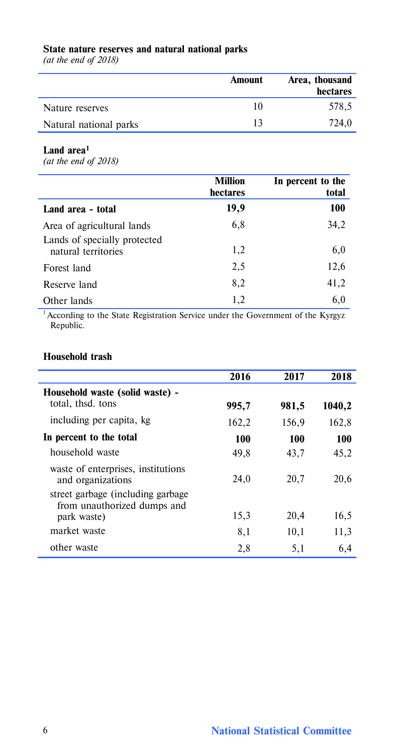**State nature reserves and natural national parks**
*(at the end of 2018)*

| | Amount | Area, thousand hectares |
|---|---|---|
| Nature reserves | 10 | 578,5 |
| Natural national parks | 13 | 724,0 |

**Land area[1]**
*(at the end of 2018)*

| | Million hectares | In percent to the total |
|---|---|---|
| **Land area - total** | **19,9** | **100** |
| Area of agricultural lands | 6,8 | 34,2 |
| Lands of specially protected natural territories | 1,2 | 6,0 |
| Forest land | 2,5 | 12,6 |
| Reserve land | 8,2 | 41,2 |
| Other lands | 1,2 | 6,0 |

[1] According to the State Registration Service under the Government of the Kyrgyz Republic.

**Household trash**

| | 2016 | 2017 | 2018 |
|---|---|---|---|
| **Household waste (solid waste) -** total, thsd. tons | **995,7** | **981,5** | **1040,2** |
| including per capita, kg | 162,2 | 156,9 | 162,8 |
| **In percent to the total** | **100** | **100** | **100** |
| household waste | 49,8 | 43,7 | 45,2 |
| waste of enterprises, institutions and organizations | 24,0 | 20,7 | 20,6 |
| street garbage (including garbage from unauthorized dumps and park waste) | 15,3 | 20,4 | 16,5 |
| market waste | 8,1 | 10,1 | 11,3 |
| other waste | 2,8 | 5,1 | 6,4 |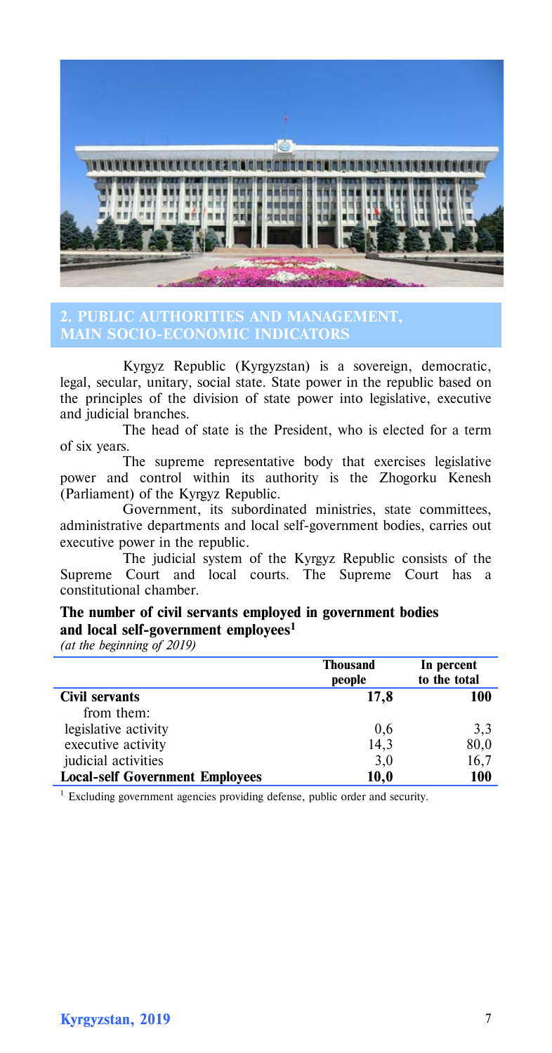## 2. PUBLIC AUTHORITIES AND MANAGEMENT, MAIN SOCIO-ECONOMIC INDICATORS

Kyrgyz Republic (Kyrgyzstan) is a sovereign, democratic, legal, secular, unitary, social state. State power in the republic based on the principles of the division of state power into legislative, executive and judicial branches.

The head of state is the President, who is elected for a term of six years.

The supreme representative body that exercises legislative power and control within its authority is the Zhogorku Kenesh (Parliament) of the Kyrgyz Republic.

Government, its subordinated ministries, state committees, administrative departments and local self-government bodies, carries out executive power in the republic.

The judicial system of the Kyrgyz Republic consists of the Supreme Court and local courts. The Supreme Court has a constitutional chamber.

**The number of civil servants employed in government bodies and local self-government employees[1]**

*(at the beginning of 2019)*

| | Thousand people | In percent to the total |
|---|---|---|
| **Civil servants** | **17,8** | **100** |
| from them: | | |
| legislative activity | 0,6 | 3,3 |
| executive activity | 14,3 | 80,0 |
| judicial activities | 3,0 | 16,7 |
| **Local-self Government Employees** | **10,0** | **100** |

[1] Excluding government agencies providing defense, public order and security.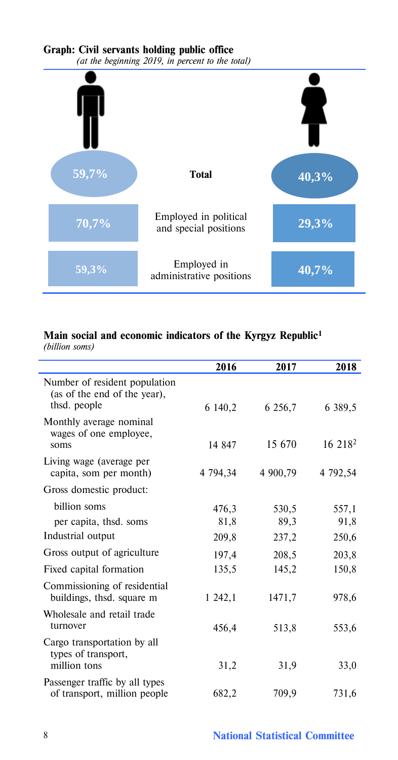**Graph: Civil servants holding public office**

*(at the beginning 2019, in percent to the total)*

| Men | | Women |
|---|---|---|
| 59,7% | **Total** | 40,3% |
| 70,7% | Employed in political and special positions | 29,3% |
| 59,3% | Employed in administrative positions | 40,7% |

**Main social and economic indicators of the Kyrgyz Republic[1]**

*(billion soms)*

| | 2016 | 2017 | 2018 |
|---|---|---|---|
| Number of resident population (as of the end of the year), thsd. people | 6 140,2 | 6 256,7 | 6 389,5 |
| Monthly average nominal wages of one employee, soms | 14 847 | 15 670 | 16 218[2] |
| Living wage (average per capita, som per month) | 4 794,34 | 4 900,79 | 4 792,54 |
| Gross domestic product: | | | |
| billion soms | 476,3 | 530,5 | 557,1 |
| per capita, thsd. soms | 81,8 | 89,3 | 91,8 |
| Industrial output | 209,8 | 237,2 | 250,6 |
| Gross output of agriculture | 197,4 | 208,5 | 203,8 |
| Fixed capital formation | 135,5 | 145,2 | 150,8 |
| Commissioning of residential buildings, thsd. square m | 1 242,1 | 1471,7 | 978,6 |
| Wholesale and retail trade turnover | 456,4 | 513,8 | 553,6 |
| Cargo transportation by all types of transport, million tons | 31,2 | 31,9 | 33,0 |
| Passenger traffic by all types of transport, million people | 682,2 | 709,9 | 731,6 |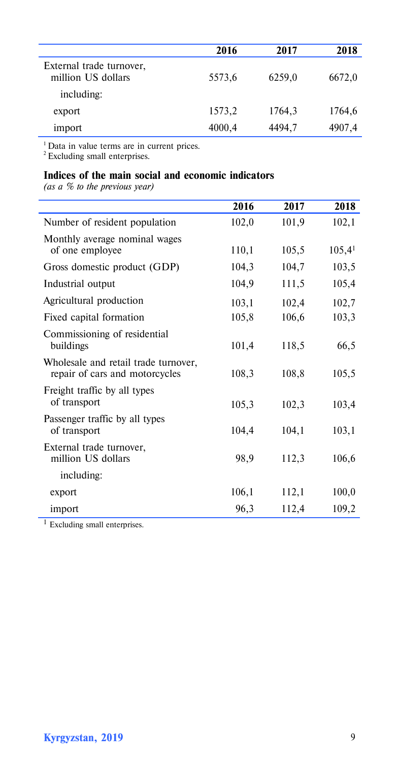| | 2016 | 2017 | 2018 |
|---|---|---|---|
| External trade turnover, million US dollars | 5573,6 | 6259,0 | 6672,0 |
| including: | | | |
| export | 1573,2 | 1764,3 | 1764,6 |
| import | 4000,4 | 4494,7 | 4907,4 |

[1] Data in value terms are in current prices.
[2] Excluding small enterprises.

### Indices of the main social and economic indicators

*(as a % to the previous year)*

| | 2016 | 2017 | 2018 |
|---|---|---|---|
| Number of resident population | 102,0 | 101,9 | 102,1 |
| Monthly average nominal wages of one employee | 110,1 | 105,5 | 105,4[1] |
| Gross domestic product (GDP) | 104,3 | 104,7 | 103,5 |
| Industrial output | 104,9 | 111,5 | 105,4 |
| Agricultural production | 103,1 | 102,4 | 102,7 |
| Fixed capital formation | 105,8 | 106,6 | 103,3 |
| Commissioning of residential buildings | 101,4 | 118,5 | 66,5 |
| Wholesale and retail trade turnover, repair of cars and motorcycles | 108,3 | 108,8 | 105,5 |
| Freight traffic by all types of transport | 105,3 | 102,3 | 103,4 |
| Passenger traffic by all types of transport | 104,4 | 104,1 | 103,1 |
| External trade turnover, million US dollars | 98,9 | 112,3 | 106,6 |
| including: | | | |
| export | 106,1 | 112,1 | 100,0 |
| import | 96,3 | 112,4 | 109,2 |

[1] Excluding small enterprises.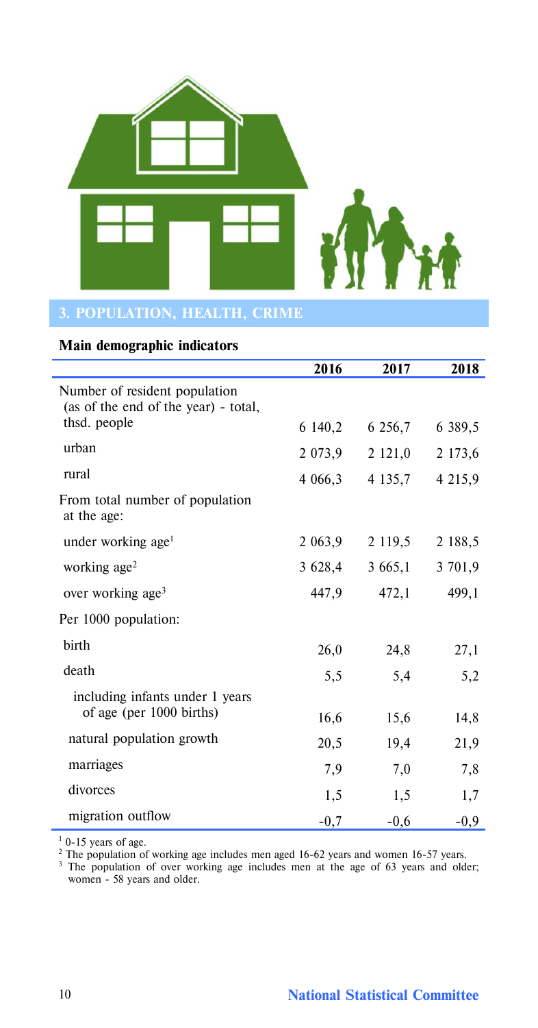## 3. POPULATION, HEALTH, CRIME

### Main demographic indicators

| | 2016 | 2017 | 2018 |
|---|---|---|---|
| Number of resident population (as of the end of the year) - total, thsd. people | 6 140,2 | 6 256,7 | 6 389,5 |
| urban | 2 073,9 | 2 121,0 | 2 173,6 |
| rural | 4 066,3 | 4 135,7 | 4 215,9 |
| From total number of population at the age: | | | |
| under working age[1] | 2 063,9 | 2 119,5 | 2 188,5 |
| working age[2] | 3 628,4 | 3 665,1 | 3 701,9 |
| over working age[3] | 447,9 | 472,1 | 499,1 |
| Per 1000 population: | | | |
| birth | 26,0 | 24,8 | 27,1 |
| death | 5,5 | 5,4 | 5,2 |
| including infants under 1 years of age (per 1000 births) | 16,6 | 15,6 | 14,8 |
| natural population growth | 20,5 | 19,4 | 21,9 |
| marriages | 7,9 | 7,0 | 7,8 |
| divorces | 1,5 | 1,5 | 1,7 |
| migration outflow | -0,7 | -0,6 | -0,9 |

[1] 0-15 years of age.
[2] The population of working age includes men aged 16-62 years and women 16-57 years.
[3] The population of over working age includes men at the age of 63 years and older; women - 58 years and older.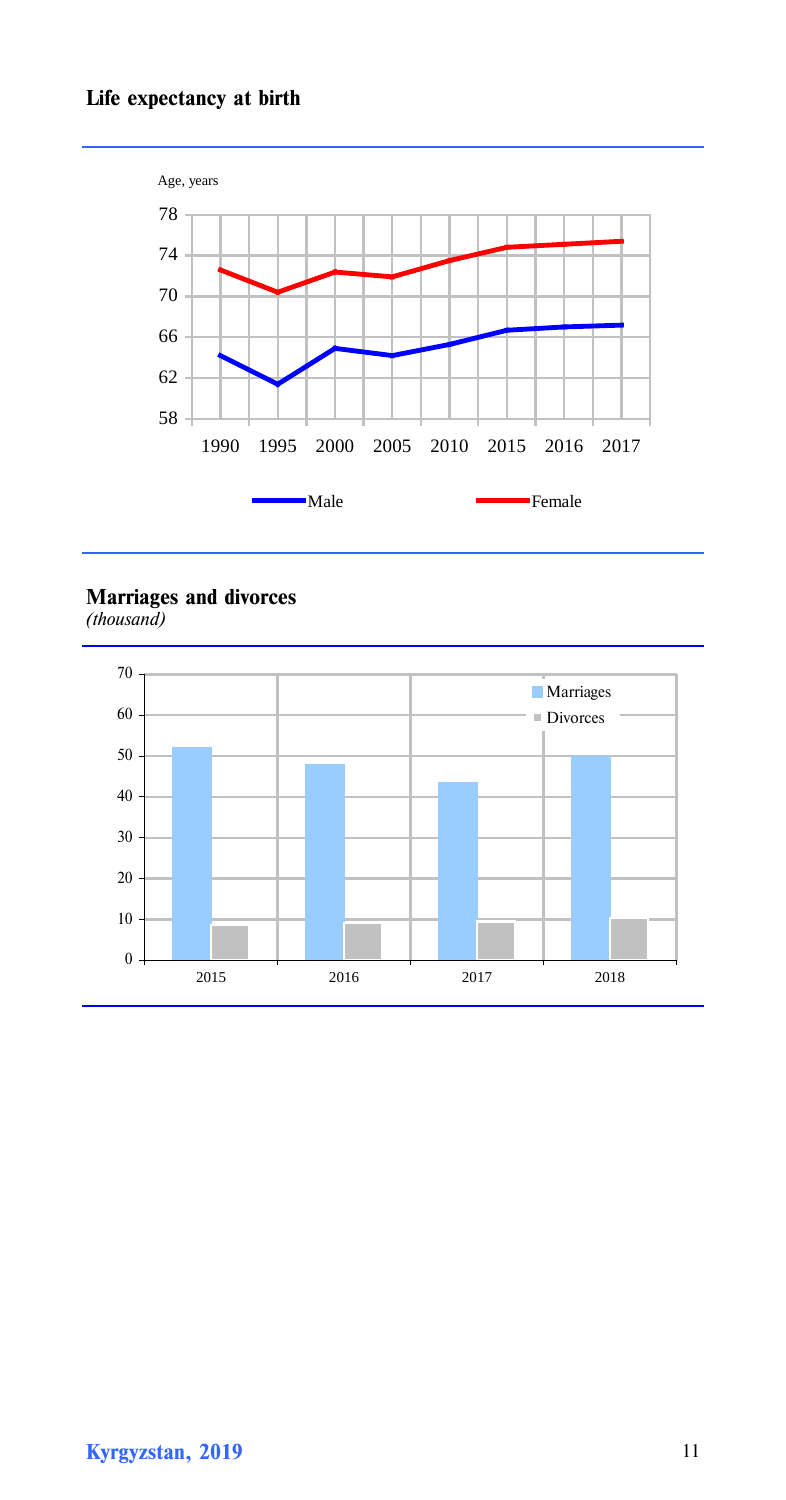## Life expectancy at birth

Age, years

78
74
70
66
62
58

1990 1995 2000 2005 2010 2015 2016 2017

Male Female

## Marriages and divorces

*(thousand)*

70
60
50
40
30
20
10
0

2015 2016 2017 2018

Marriages
Divorces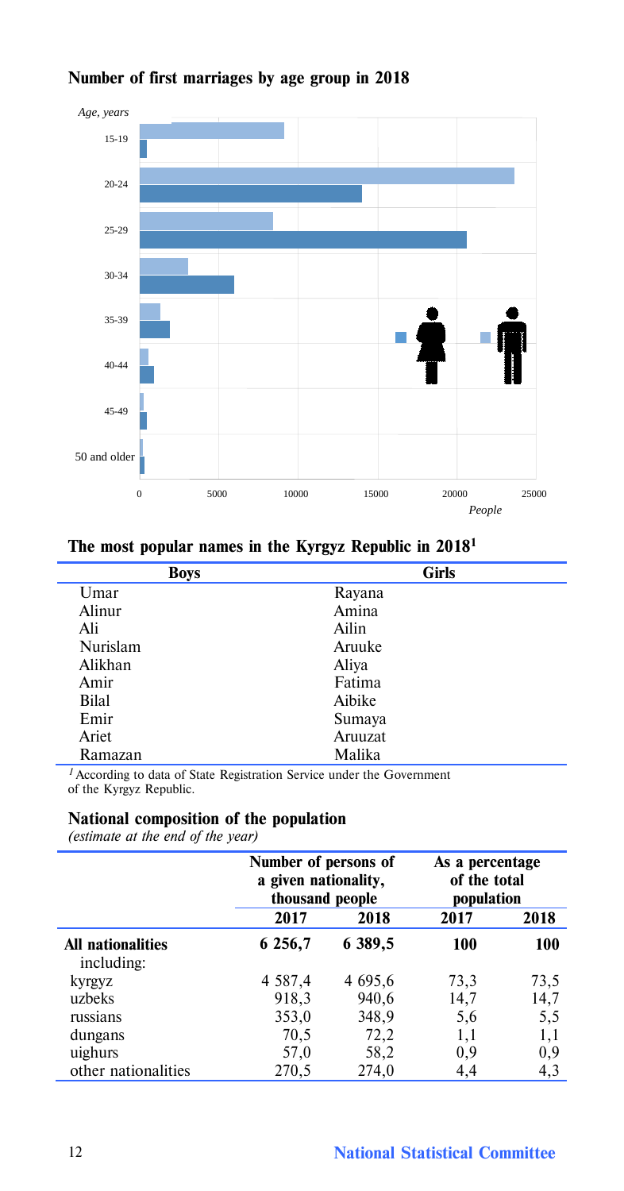## Number of first marriages by age group in 2018

*Age, years*

15-19
20-24
25-29
30-34
35-39
40-44
45-49
50 and older

0 5000 10000 15000 20000 25000
*People*

## The most popular names in the Kyrgyz Republic in 2018[1]

| Boys | Girls |
|---|---|
| Umar | Rayana |
| Alinur | Amina |
| Ali | Ailin |
| Nurislam | Aruuke |
| Alikhan | Aliya |
| Amir | Fatima |
| Bilal | Aibike |
| Emir | Sumaya |
| Ariet | Aruuzat |
| Ramazan | Malika |

[1] According to data of State Registration Service under the Government of the Kyrgyz Republic.

## National composition of the population

*(estimate at the end of the year)*

| | Number of persons of a given nationality, thousand people | | As a percentage of the total population | |
|---|---|---|---|---|
| | 2017 | 2018 | 2017 | 2018 |
| **All nationalities** including: | **6 256,7** | **6 389,5** | **100** | **100** |
| kyrgyz | 4 587,4 | 4 695,6 | 73,3 | 73,5 |
| uzbeks | 918,3 | 940,6 | 14,7 | 14,7 |
| russians | 353,0 | 348,9 | 5,6 | 5,5 |
| dungans | 70,5 | 72,2 | 1,1 | 1,1 |
| uighurs | 57,0 | 58,2 | 0,9 | 0,9 |
| other nationalities | 270,5 | 274,0 | 4,4 | 4,3 |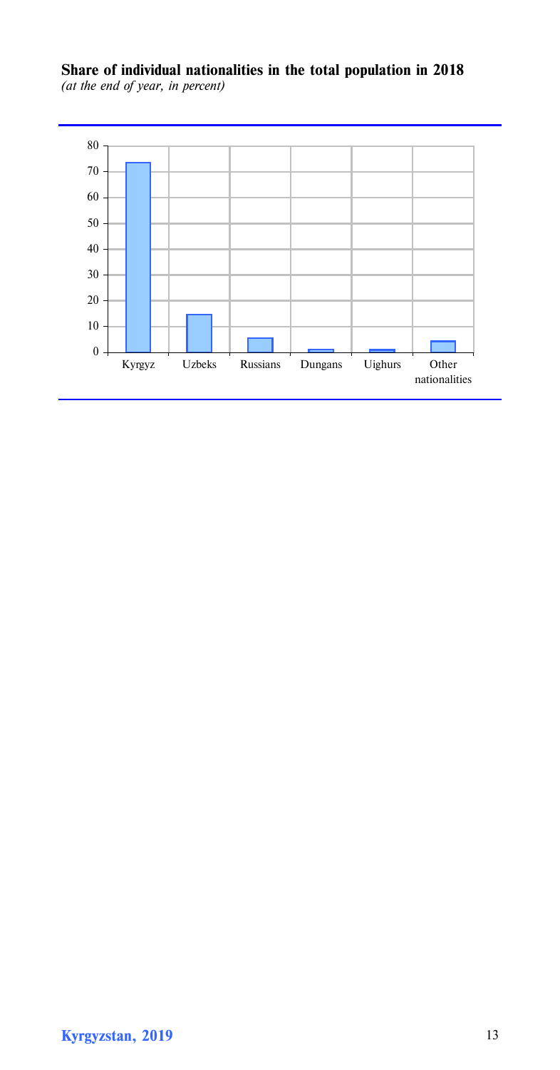**Share of individual nationalities in the total population in 2018**
*(at the end of year, in percent)*

80
70
60
50
40
30
20
10
0

Kyrgyz Uzbeks Russians Dungans Uighurs Other nationalities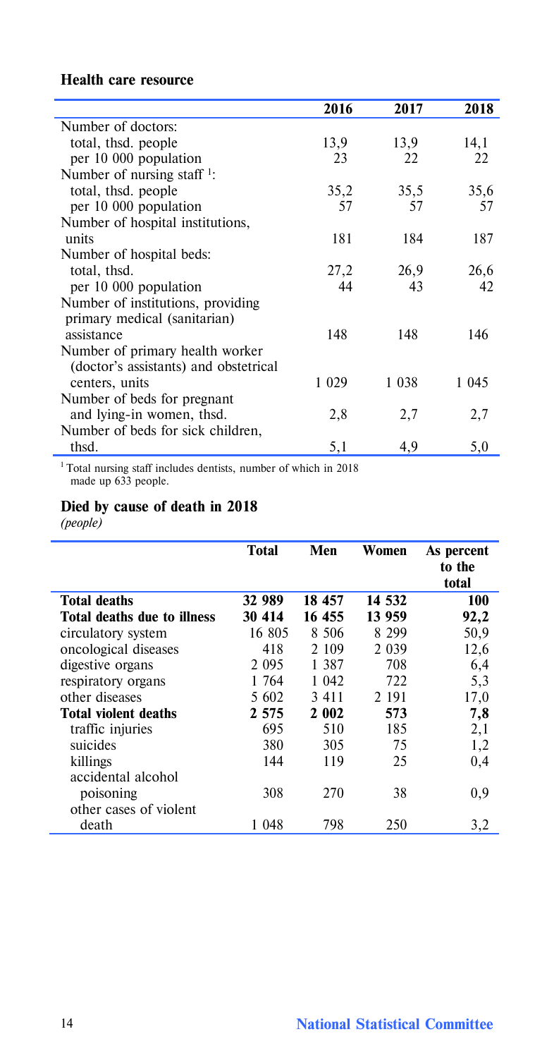### Health care resource

| | 2016 | 2017 | 2018 |
|---|---|---|---|
| Number of doctors: | | | |
| total, thsd. people | 13,9 | 13,9 | 14,1 |
| per 10 000 population | 23 | 22 | 22 |
| Number of nursing staff [1]: | | | |
| total, thsd. people | 35,2 | 35,5 | 35,6 |
| per 10 000 population | 57 | 57 | 57 |
| Number of hospital institutions, units | 181 | 184 | 187 |
| Number of hospital beds: | | | |
| total, thsd. | 27,2 | 26,9 | 26,6 |
| per 10 000 population | 44 | 43 | 42 |
| Number of institutions, providing primary medical (sanitarian) assistance | 148 | 148 | 146 |
| Number of primary health worker (doctor's assistants) and obstetrical centers, units | 1 029 | 1 038 | 1 045 |
| Number of beds for pregnant and lying-in women, thsd. | 2,8 | 2,7 | 2,7 |
| Number of beds for sick children, thsd. | 5,1 | 4,9 | 5,0 |

[1] Total nursing staff includes dentists, number of which in 2018 made up 633 people.

### Died by cause of death in 2018

*(people)*

| | Total | Men | Women | As percent to the total |
|---|---|---|---|---|
| **Total deaths** | **32 989** | **18 457** | **14 532** | **100** |
| **Total deaths due to illness** | **30 414** | **16 455** | **13 959** | **92,2** |
| circulatory system | 16 805 | 8 506 | 8 299 | 50,9 |
| oncological diseases | 418 | 2 109 | 2 039 | 12,6 |
| digestive organs | 2 095 | 1 387 | 708 | 6,4 |
| respiratory organs | 1 764 | 1 042 | 722 | 5,3 |
| other diseases | 5 602 | 3 411 | 2 191 | 17,0 |
| **Total violent deaths** | **2 575** | **2 002** | **573** | **7,8** |
| traffic injuries | 695 | 510 | 185 | 2,1 |
| suicides | 380 | 305 | 75 | 1,2 |
| killings | 144 | 119 | 25 | 0,4 |
| accidental alcohol poisoning | 308 | 270 | 38 | 0,9 |
| other cases of violent death | 1 048 | 798 | 250 | 3,2 |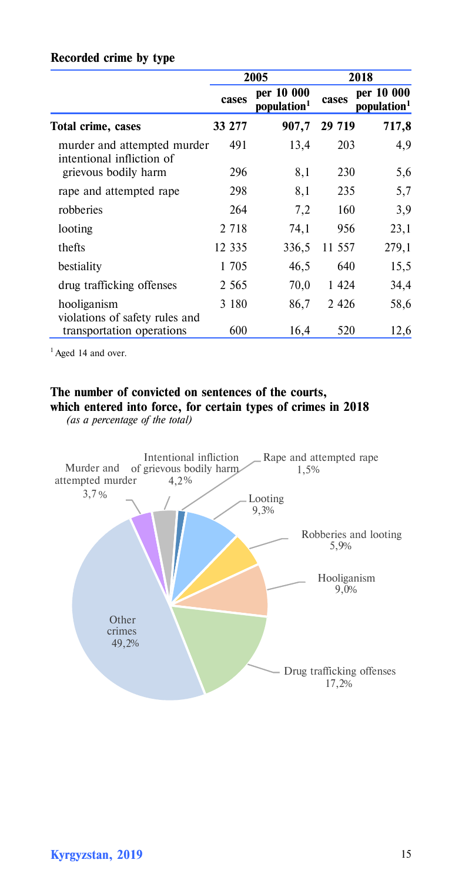**Recorded crime by type**

| | 2005 | | 2018 | |
|---|---|---|---|---|
| | cases | per 10 000 population[1] | cases | per 10 000 population[1] |
| **Total crime, cases** | **33 277** | **907,7** | **29 719** | **717,8** |
| murder and attempted murder | 491 | 13,4 | 203 | 4,9 |
| intentional infliction of grievous bodily harm | 296 | 8,1 | 230 | 5,6 |
| rape and attempted rape | 298 | 8,1 | 235 | 5,7 |
| robberies | 264 | 7,2 | 160 | 3,9 |
| looting | 2 718 | 74,1 | 956 | 23,1 |
| thefts | 12 335 | 336,5 | 11 557 | 279,1 |
| bestiality | 1 705 | 46,5 | 640 | 15,5 |
| drug trafficking offenses | 2 565 | 70,0 | 1 424 | 34,4 |
| hooliganism | 3 180 | 86,7 | 2 426 | 58,6 |
| violations of safety rules and transportation operations | 600 | 16,4 | 520 | 12,6 |

[1] Aged 14 and over.

**The number of convicted on sentences of the courts, which entered into force, for certain types of crimes in 2018**

*(as a percentage of the total)*

| Type of crime | % |
|---|---|
| Murder and attempted murder | 3,7 |
| Intentional infliction of grievous bodily harm | 4,2 |
| Rape and attempted rape | 1,5 |
| Looting | 9,3 |
| Robberies and looting | 5,9 |
| Hooliganism | 9,0 |
| Drug trafficking offenses | 17,2 |
| Other crimes | 49,2 |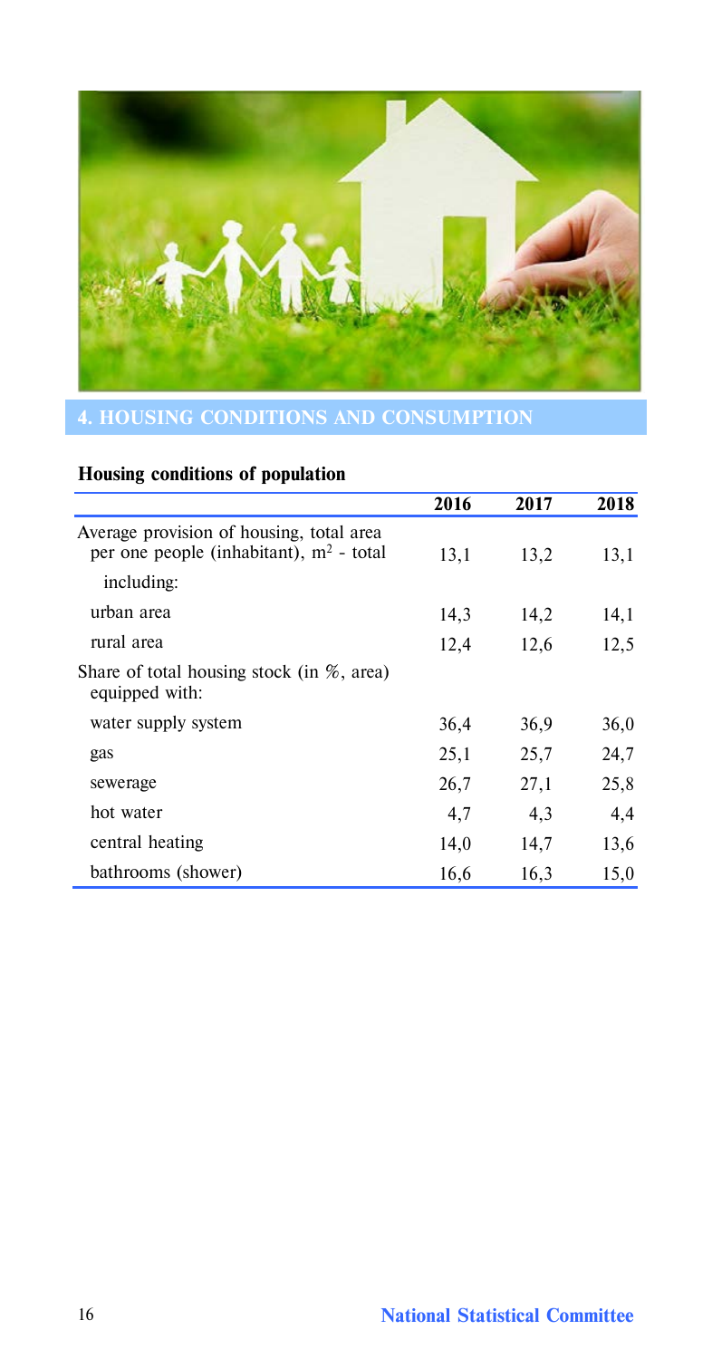# 4. HOUSING CONDITIONS AND CONSUMPTION

## Housing conditions of population

| | 2016 | 2017 | 2018 |
|---|---|---|---|
| Average provision of housing, total area per one people (inhabitant), $m^2$ - total | 13,1 | 13,2 | 13,1 |
| including: | | | |
| urban area | 14,3 | 14,2 | 14,1 |
| rural area | 12,4 | 12,6 | 12,5 |
| Share of total housing stock (in %, area) equipped with: | | | |
| water supply system | 36,4 | 36,9 | 36,0 |
| gas | 25,1 | 25,7 | 24,7 |
| sewerage | 26,7 | 27,1 | 25,8 |
| hot water | 4,7 | 4,3 | 4,4 |
| central heating | 14,0 | 14,7 | 13,6 |
| bathrooms (shower) | 16,6 | 16,3 | 15,0 |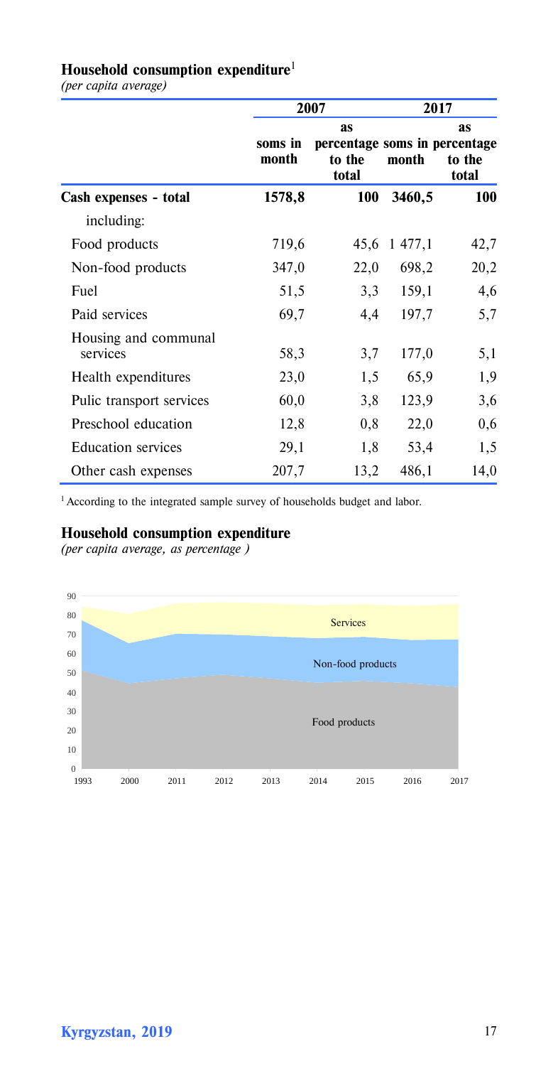### Household consumption expenditure[1]

*(per capita average)*

| | 2007 | | 2017 | |
|---|---|---|---|---|
| | soms in month | as percentage to the total | soms in month | as percentage to the total |
| **Cash expenses - total** | **1578,8** | **100** | **3460,5** | **100** |
| including: | | | | |
| Food products | 719,6 | 45,6 | 1 477,1 | 42,7 |
| Non-food products | 347,0 | 22,0 | 698,2 | 20,2 |
| Fuel | 51,5 | 3,3 | 159,1 | 4,6 |
| Paid services | 69,7 | 4,4 | 197,7 | 5,7 |
| Housing and communal services | 58,3 | 3,7 | 177,0 | 5,1 |
| Health expenditures | 23,0 | 1,5 | 65,9 | 1,9 |
| Pulic transport services | 60,0 | 3,8 | 123,9 | 3,6 |
| Preschool education | 12,8 | 0,8 | 22,0 | 0,6 |
| Education services | 29,1 | 1,8 | 53,4 | 1,5 |
| Other cash expenses | 207,7 | 13,2 | 486,1 | 14,0 |

[1] According to the integrated sample survey of households budget and labor.

### Household consumption expenditure

*(per capita average, as percentage )*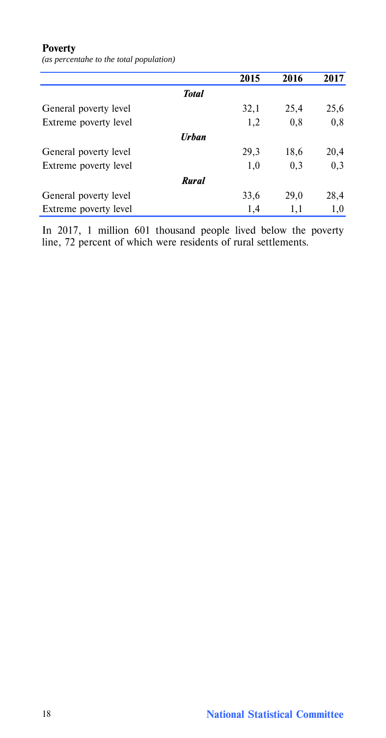**Poverty**

*(as percentahe to the total population)*

| | 2015 | 2016 | 2017 |
|---|---|---|---|
| ***Total*** | | | |
| General poverty level | 32,1 | 25,4 | 25,6 |
| Extreme poverty level | 1,2 | 0,8 | 0,8 |
| ***Urban*** | | | |
| General poverty level | 29,3 | 18,6 | 20,4 |
| Extreme poverty level | 1,0 | 0,3 | 0,3 |
| ***Rural*** | | | |
| General poverty level | 33,6 | 29,0 | 28,4 |
| Extreme poverty level | 1,4 | 1,1 | 1,0 |

In 2017, 1 million 601 thousand people lived below the poverty line, 72 percent of which were residents of rural settlements.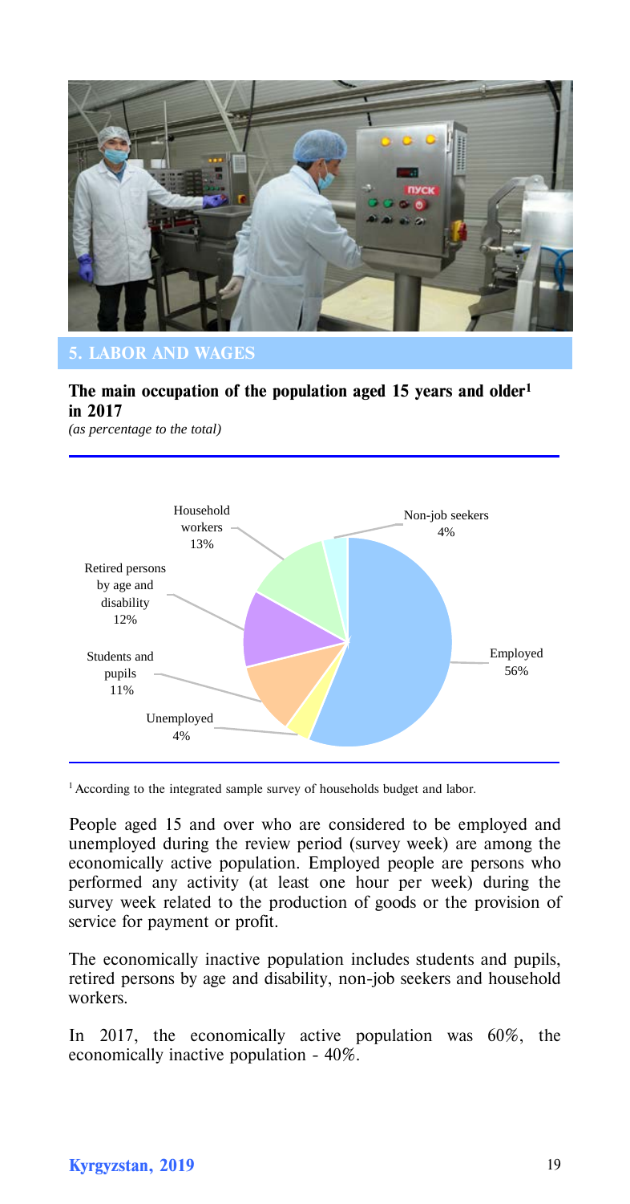## 5. LABOR AND WAGES

**The main occupation of the population aged 15 years and older[1] in 2017**

*(as percentage to the total)*

| Category | % |
| --- | --- |
| Employed | 56% |
| Unemployed | 4% |
| Students and pupils | 11% |
| Retired persons by age and disability | 12% |
| Household workers | 13% |
| Non-job seekers | 4% |

[1] According to the integrated sample survey of households budget and labor.

People aged 15 and over who are considered to be employed and unemployed during the review period (survey week) are among the economically active population. Employed people are persons who performed any activity (at least one hour per week) during the survey week related to the production of goods or the provision of service for payment or profit.

The economically inactive population includes students and pupils, retired persons by age and disability, non-job seekers and household workers.

In 2017, the economically active population was 60%, the economically inactive population - 40%.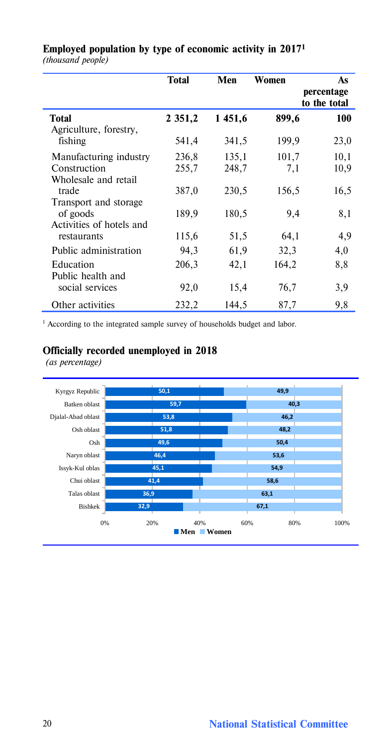**Employed population by type of economic activity in 2017[1]**
*(thousand people)*

| | Total | Men | Women | As percentage to the total |
|---|---|---|---|---|
| **Total** | **2 351,2** | **1 451,6** | **899,6** | **100** |
| Agriculture, forestry, fishing | 541,4 | 341,5 | 199,9 | 23,0 |
| Manufacturing industry | 236,8 | 135,1 | 101,7 | 10,1 |
| Construction | 255,7 | 248,7 | 7,1 | 10,9 |
| Wholesale and retail trade | 387,0 | 230,5 | 156,5 | 16,5 |
| Transport and storage of goods | 189,9 | 180,5 | 9,4 | 8,1 |
| Activities of hotels and restaurants | 115,6 | 51,5 | 64,1 | 4,9 |
| Public administration | 94,3 | 61,9 | 32,3 | 4,0 |
| Education | 206,3 | 42,1 | 164,2 | 8,8 |
| Public health and social services | 92,0 | 15,4 | 76,7 | 3,9 |
| Other activities | 232,2 | 144,5 | 87,7 | 9,8 |

[1] According to the integrated sample survey of households budget and labor.

**Officially recorded unemployed in 2018**
*(as percentage)*

| | Men | Women |
|---|---|---|
| Kyrgyz Republic | 50,1 | 49,9 |
| Batken oblast | 59,7 | 40,3 |
| Djalal-Abad oblast | 53,8 | 46,2 |
| Osh oblast | 51,8 | 48,2 |
| Osh | 49,6 | 50,4 |
| Naryn oblast | 46,4 | 53,6 |
| Issyk-Kul oblas | 45,1 | 54,9 |
| Chui oblast | 41,4 | 58,6 |
| Talas oblast | 36,9 | 63,1 |
| Bishkek | 32,9 | 67,1 |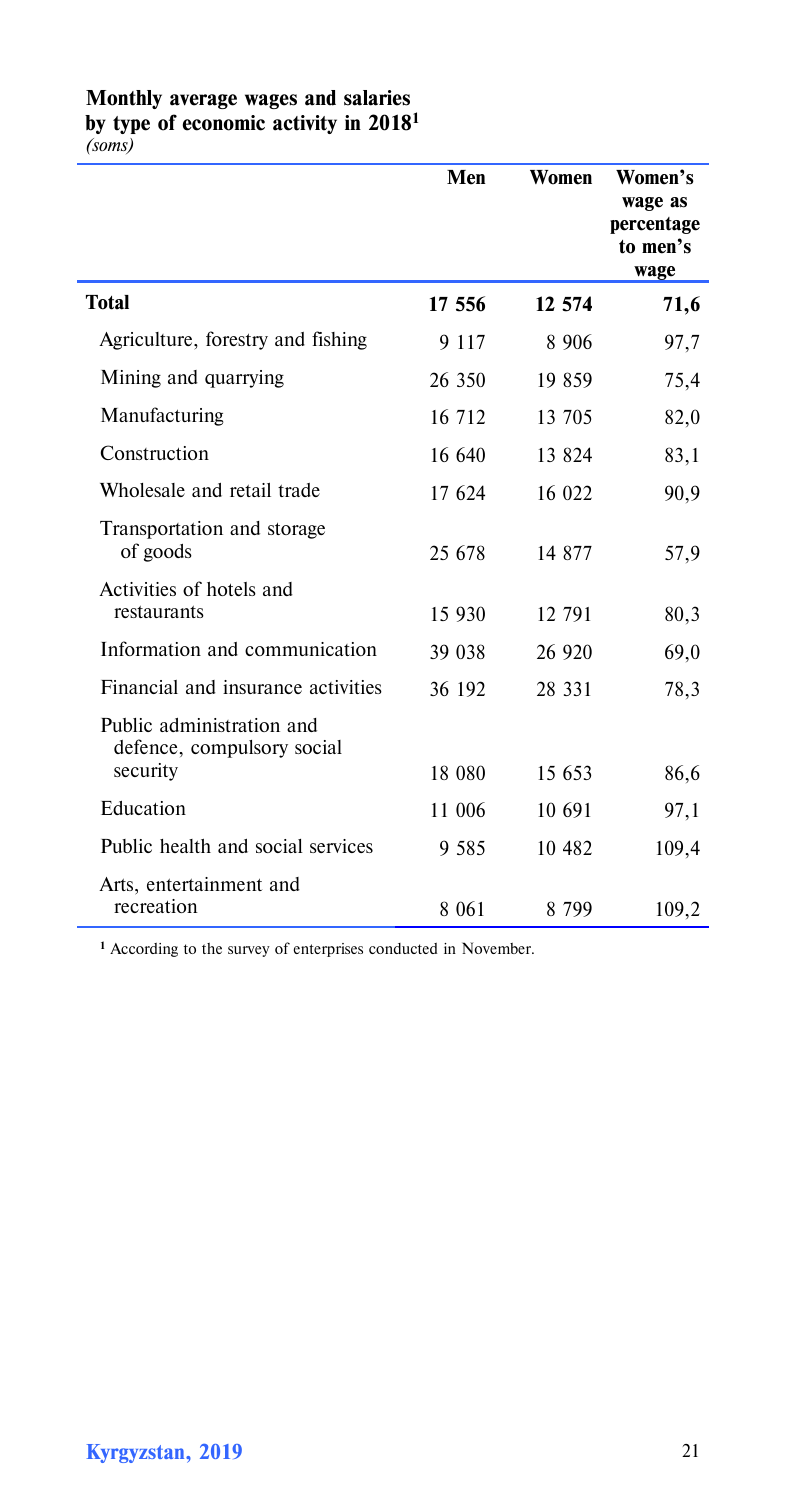**Monthly average wages and salaries by type of economic activity in 2018**[1]
*(soms)*

| | Men | Women | Women's wage as percentage to men's wage |
|---|---|---|---|
| **Total** | **17 556** | **12 574** | **71,6** |
| Agriculture, forestry and fishing | 9 117 | 8 906 | 97,7 |
| Mining and quarrying | 26 350 | 19 859 | 75,4 |
| Manufacturing | 16 712 | 13 705 | 82,0 |
| Construction | 16 640 | 13 824 | 83,1 |
| Wholesale and retail trade | 17 624 | 16 022 | 90,9 |
| Transportation and storage of goods | 25 678 | 14 877 | 57,9 |
| Activities of hotels and restaurants | 15 930 | 12 791 | 80,3 |
| Information and communication | 39 038 | 26 920 | 69,0 |
| Financial and insurance activities | 36 192 | 28 331 | 78,3 |
| Public administration and defence, compulsory social security | 18 080 | 15 653 | 86,6 |
| Education | 11 006 | 10 691 | 97,1 |
| Public health and social services | 9 585 | 10 482 | 109,4 |
| Arts, entertainment and recreation | 8 061 | 8 799 | 109,2 |

[1] According to the survey of enterprises conducted in November.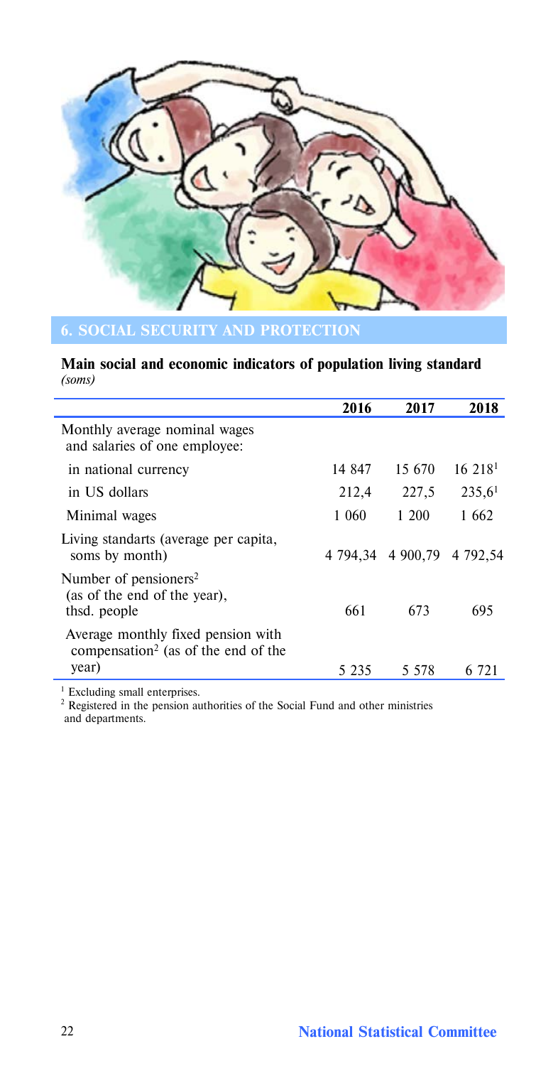## 6. SOCIAL SECURITY AND PROTECTION

**Main social and economic indicators of population living standard**
*(soms)*

| | 2016 | 2017 | 2018 |
|---|---|---|---|
| Monthly average nominal wages and salaries of one employee: | | | |
| in national currency | 14 847 | 15 670 | 16 218[1] |
| in US dollars | 212,4 | 227,5 | 235,6[1] |
| Minimal wages | 1 060 | 1 200 | 1 662 |
| Living standarts (average per capita, soms by month) | 4 794,34 | 4 900,79 | 4 792,54 |
| Number of pensioners[2] (as of the end of the year), thsd. people | 661 | 673 | 695 |
| Average monthly fixed pension with compensation[2] (as of the end of the year) | 5 235 | 5 578 | 6 721 |

[1] Excluding small enterprises.
[2] Registered in the pension authorities of the Social Fund and other ministries and departments.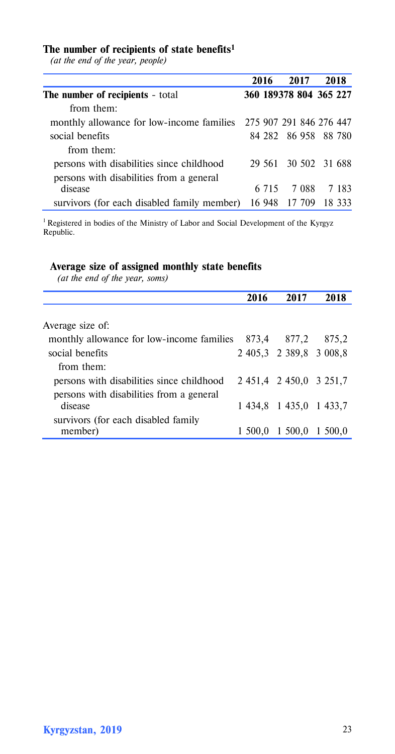### The number of recipients of state benefits[1]

*(at the end of the year, people)*

| | 2016 | 2017 | 2018 |
|---|---|---|---|
| **The number of recipients** - total | 360 189 | 378 804 | 365 227 |
| from them: | | | |
| monthly allowance for low-income families | 275 907 | 291 846 | 276 447 |
| social benefits | 84 282 | 86 958 | 88 780 |
| from them: | | | |
| persons with disabilities since childhood | 29 561 | 30 502 | 31 688 |
| persons with disabilities from a general disease | 6 715 | 7 088 | 7 183 |
| survivors (for each disabled family member) | 16 948 | 17 709 | 18 333 |

[1] Registered in bodies of the Ministry of Labor and Social Development of the Kyrgyz Republic.

### Average size of assigned monthly state benefits

*(at the end of the year, soms)*

| | 2016 | 2017 | 2018 |
|---|---|---|---|
| Average size of: | | | |
| monthly allowance for low-income families | 873,4 | 877,2 | 875,2 |
| social benefits | 2 405,3 | 2 389,8 | 3 008,8 |
| from them: | | | |
| persons with disabilities since childhood | 2 451,4 | 2 450,0 | 3 251,7 |
| persons with disabilities from a general disease | 1 434,8 | 1 435,0 | 1 433,7 |
| survivors (for each disabled family member) | 1 500,0 | 1 500,0 | 1 500,0 |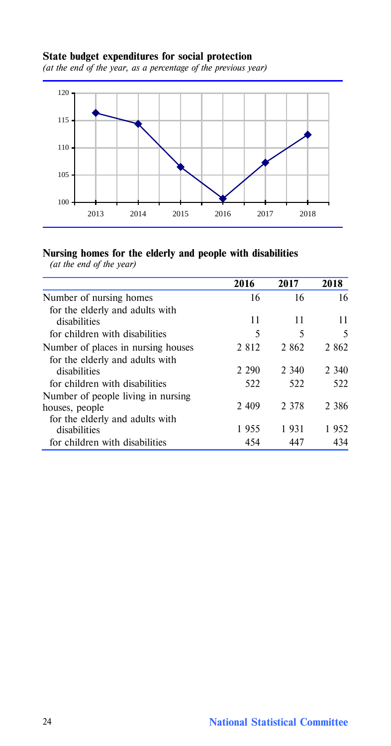**State budget expenditures for social protection**

*(at the end of the year, as a percentage of the previous year)*

**Nursing homes for the elderly and people with disabilities**

*(at the end of the year)*

| | 2016 | 2017 | 2018 |
|---|---|---|---|
| Number of nursing homes | 16 | 16 | 16 |
| for the elderly and adults with disabilities | 11 | 11 | 11 |
| for children with disabilities | 5 | 5 | 5 |
| Number of places in nursing houses | 2 812 | 2 862 | 2 862 |
| for the elderly and adults with disabilities | 2 290 | 2 340 | 2 340 |
| for children with disabilities | 522 | 522 | 522 |
| Number of people living in nursing houses, people | 2 409 | 2 378 | 2 386 |
| for the elderly and adults with disabilities | 1 955 | 1 931 | 1 952 |
| for children with disabilities | 454 | 447 | 434 |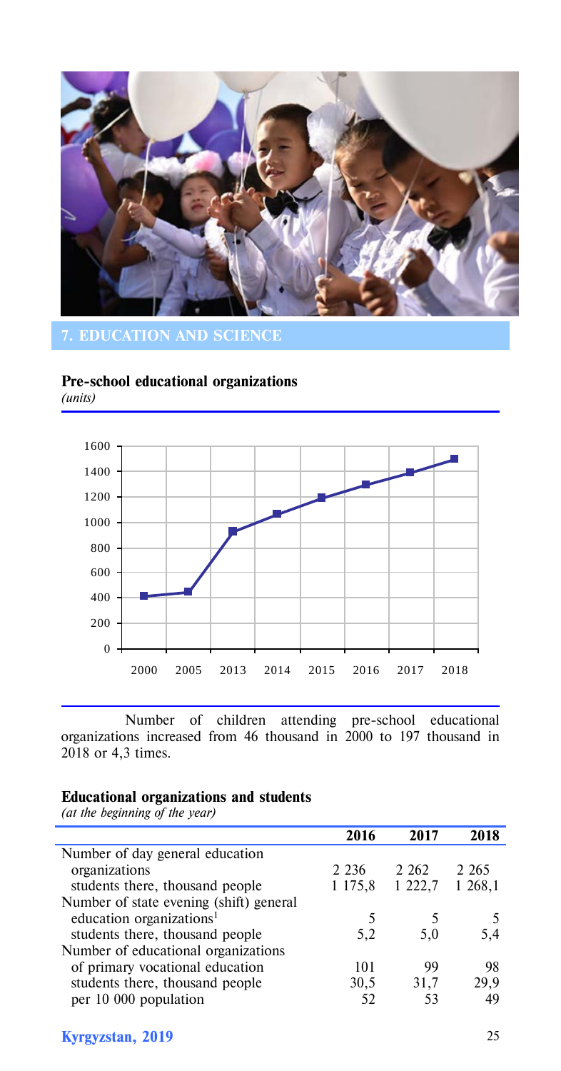## 7. EDUCATION AND SCIENCE

### Pre-school educational organizations

*(units)*

Number of children attending pre-school educational organizations increased from 46 thousand in 2000 to 197 thousand in 2018 or 4,3 times.

### Educational organizations and students

*(at the beginning of the year)*

| | 2016 | 2017 | 2018 |
|---|---|---|---|
| Number of day general education organizations | 2 236 | 2 262 | 2 265 |
| students there, thousand people | 1 175,8 | 1 222,7 | 1 268,1 |
| Number of state evening (shift) general education organizations[1] | 5 | 5 | 5 |
| students there, thousand people | 5,2 | 5,0 | 5,4 |
| Number of educational organizations of primary vocational education | 101 | 99 | 98 |
| students there, thousand people | 30,5 | 31,7 | 29,9 |
| per 10 000 population | 52 | 53 | 49 |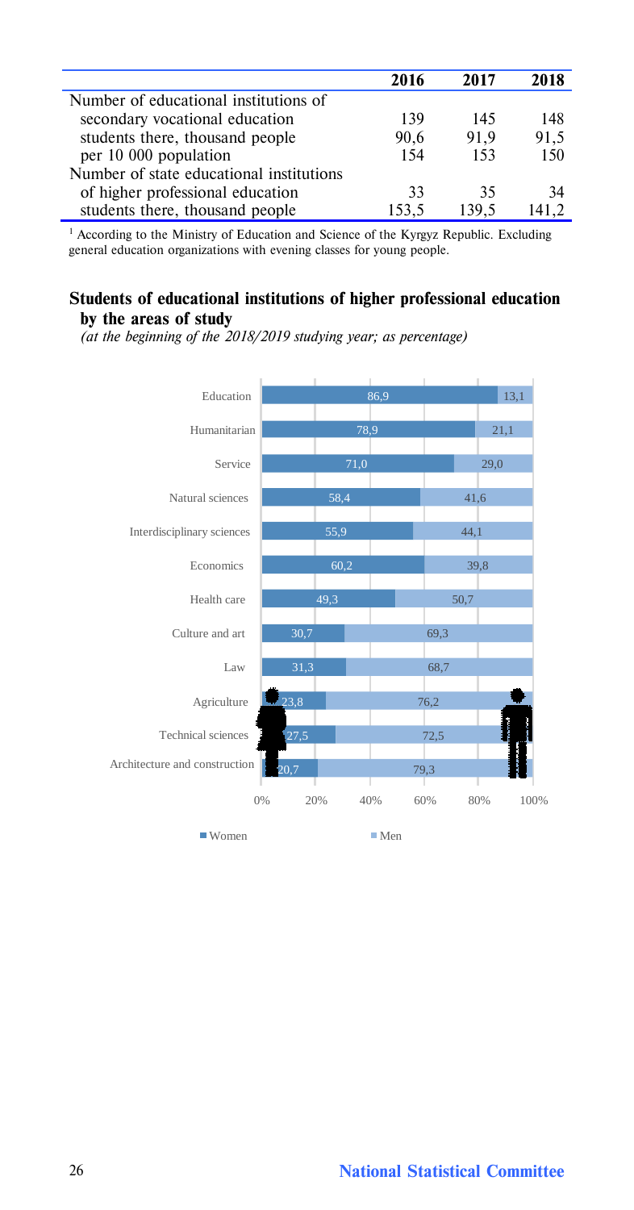| | 2016 | 2017 | 2018 |
|---|---|---|---|
| Number of educational institutions of | | | |
| secondary vocational education | 139 | 145 | 148 |
| students there, thousand people | 90,6 | 91,9 | 91,5 |
| per 10 000 population | 154 | 153 | 150 |
| Number of state educational institutions | | | |
| of higher professional education | 33 | 35 | 34 |
| students there, thousand people | 153,5 | 139,5 | 141,2 |

[1] According to the Ministry of Education and Science of the Kyrgyz Republic. Excluding general education organizations with evening classes for young people.

## Students of educational institutions of higher professional education by the areas of study

*(at the beginning of the 2018/2019 studying year; as percentage)*

| | Women | Men |
|---|---|---|
| Education | 86,9 | 13,1 |
| Humanitarian | 78,9 | 21,1 |
| Service | 71,0 | 29,0 |
| Natural sciences | 58,4 | 41,6 |
| Interdisciplinary sciences | 55,9 | 44,1 |
| Economics | 60,2 | 39,8 |
| Health care | 49,3 | 50,7 |
| Culture and art | 30,7 | 69,3 |
| Law | 31,3 | 68,7 |
| Agriculture | 23,8 | 76,2 |
| Technical sciences | 27,5 | 72,5 |
| Architecture and construction | 20,7 | 79,3 |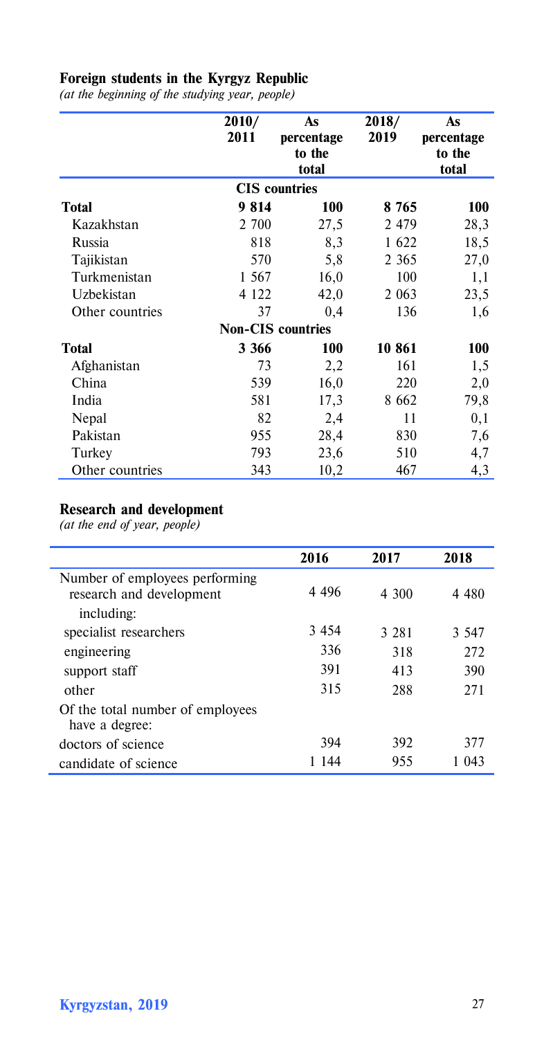## Foreign students in the Kyrgyz Republic

*(at the beginning of the studying year, people)*

| | 2010/ 2011 | As percentage to the total | 2018/ 2019 | As percentage to the total |
|---|---|---|---|---|
| **CIS countries** | | | | |
| **Total** | **9 814** | **100** | **8 765** | **100** |
| Kazakhstan | 2 700 | 27,5 | 2 479 | 28,3 |
| Russia | 818 | 8,3 | 1 622 | 18,5 |
| Tajikistan | 570 | 5,8 | 2 365 | 27,0 |
| Turkmenistan | 1 567 | 16,0 | 100 | 1,1 |
| Uzbekistan | 4 122 | 42,0 | 2 063 | 23,5 |
| Other countries | 37 | 0,4 | 136 | 1,6 |
| **Non-CIS countries** | | | | |
| **Total** | **3 366** | **100** | **10 861** | **100** |
| Afghanistan | 73 | 2,2 | 161 | 1,5 |
| China | 539 | 16,0 | 220 | 2,0 |
| India | 581 | 17,3 | 8 662 | 79,8 |
| Nepal | 82 | 2,4 | 11 | 0,1 |
| Pakistan | 955 | 28,4 | 830 | 7,6 |
| Turkey | 793 | 23,6 | 510 | 4,7 |
| Other countries | 343 | 10,2 | 467 | 4,3 |

## Research and development

*(at the end of year, people)*

| | 2016 | 2017 | 2018 |
|---|---|---|---|
| Number of employees performing research and development | 4 496 | 4 300 | 4 480 |
| including: | | | |
| specialist researchers | 3 454 | 3 281 | 3 547 |
| engineering | 336 | 318 | 272 |
| support staff | 391 | 413 | 390 |
| other | 315 | 288 | 271 |
| Of the total number of employees have a degree: | | | |
| doctors of science | 394 | 392 | 377 |
| candidate of science | 1 144 | 955 | 1 043 |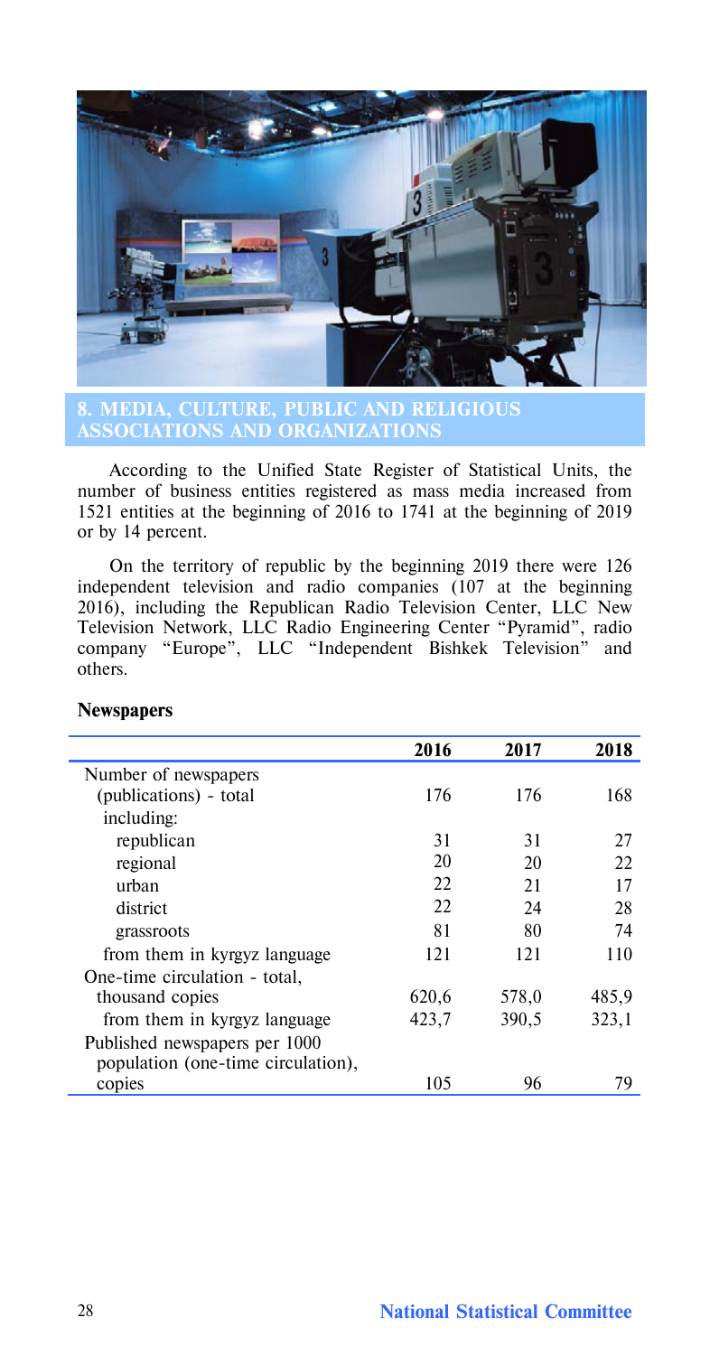# 8. MEDIA, CULTURE, PUBLIC AND RELIGIOUS ASSOCIATIONS AND ORGANIZATIONS

According to the Unified State Register of Statistical Units, the number of business entities registered as mass media increased from 1521 entities at the beginning of 2016 to 1741 at the beginning of 2019 or by 14 percent.

On the territory of republic by the beginning 2019 there were 126 independent television and radio companies (107 at the beginning 2016), including the Republican Radio Television Center, LLC New Television Network, LLC Radio Engineering Center "Pyramid", radio company "Europe", LLC "Independent Bishkek Television" and others.

**Newspapers**

| | 2016 | 2017 | 2018 |
|---|---|---|---|
| Number of newspapers (publications) - total | 176 | 176 | 168 |
| including: | | | |
| republican | 31 | 31 | 27 |
| regional | 20 | 20 | 22 |
| urban | 22 | 21 | 17 |
| district | 22 | 24 | 28 |
| grassroots | 81 | 80 | 74 |
| from them in kyrgyz language | 121 | 121 | 110 |
| One-time circulation - total, thousand copies | 620,6 | 578,0 | 485,9 |
| from them in kyrgyz language | 423,7 | 390,5 | 323,1 |
| Published newspapers per 1000 population (one-time circulation), copies | 105 | 96 | 79 |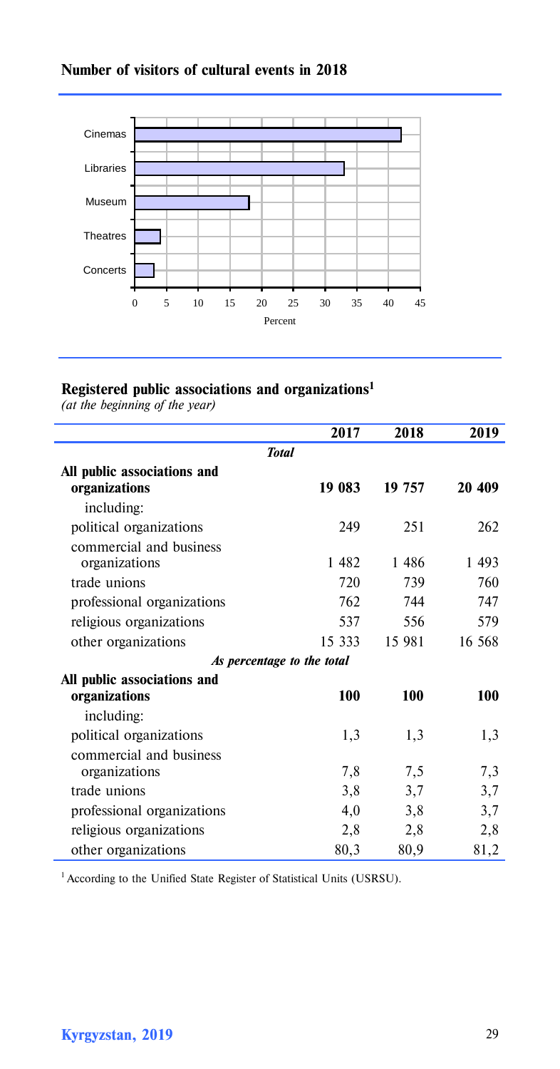## Number of visitors of cultural events in 2018

Cinemas
Libraries
Museum
Theatres
Concerts

0 5 10 15 20 25 30 35 40 45

Percent

## Registered public associations and organizations[1]

*(at the beginning of the year)*

| | 2017 | 2018 | 2019 |
|---|---|---|---|
| ***Total*** | | | |
| **All public associations and organizations** | **19 083** | **19 757** | **20 409** |
| including: | | | |
| political organizations | 249 | 251 | 262 |
| commercial and business organizations | 1 482 | 1 486 | 1 493 |
| trade unions | 720 | 739 | 760 |
| professional organizations | 762 | 744 | 747 |
| religious organizations | 537 | 556 | 579 |
| other organizations | 15 333 | 15 981 | 16 568 |
| ***As percentage to the total*** | | | |
| **All public associations and organizations** | **100** | **100** | **100** |
| including: | | | |
| political organizations | 1,3 | 1,3 | 1,3 |
| commercial and business organizations | 7,8 | 7,5 | 7,3 |
| trade unions | 3,8 | 3,7 | 3,7 |
| professional organizations | 4,0 | 3,8 | 3,7 |
| religious organizations | 2,8 | 2,8 | 2,8 |
| other organizations | 80,3 | 80,9 | 81,2 |

[1] According to the Unified State Register of Statistical Units (USRSU).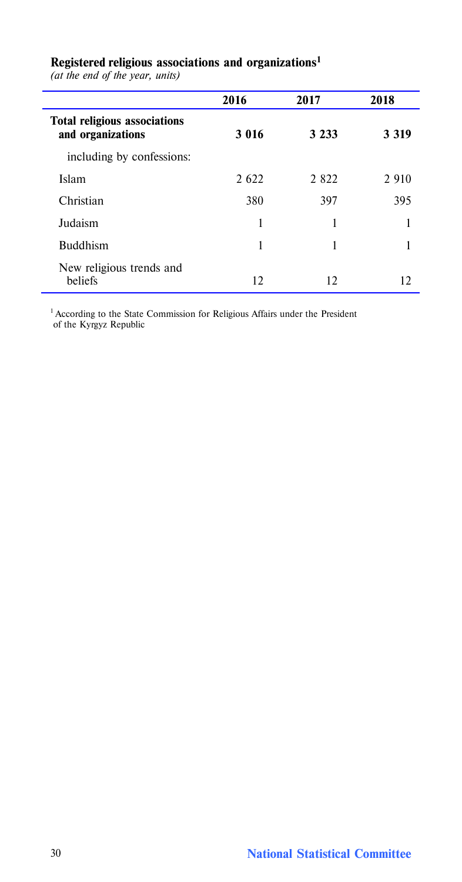**Registered religious associations and organizations**[1]

*(at the end of the year, units)*

| | 2016 | 2017 | 2018 |
|---|---|---|---|
| **Total religious associations and organizations** | **3 016** | **3 233** | **3 319** |
| including by confessions: | | | |
| Islam | 2 622 | 2 822 | 2 910 |
| Christian | 380 | 397 | 395 |
| Judaism | 1 | 1 | 1 |
| Buddhism | 1 | 1 | 1 |
| New religious trends and beliefs | 12 | 12 | 12 |

[1] According to the State Commission for Religious Affairs under the President of the Kyrgyz Republic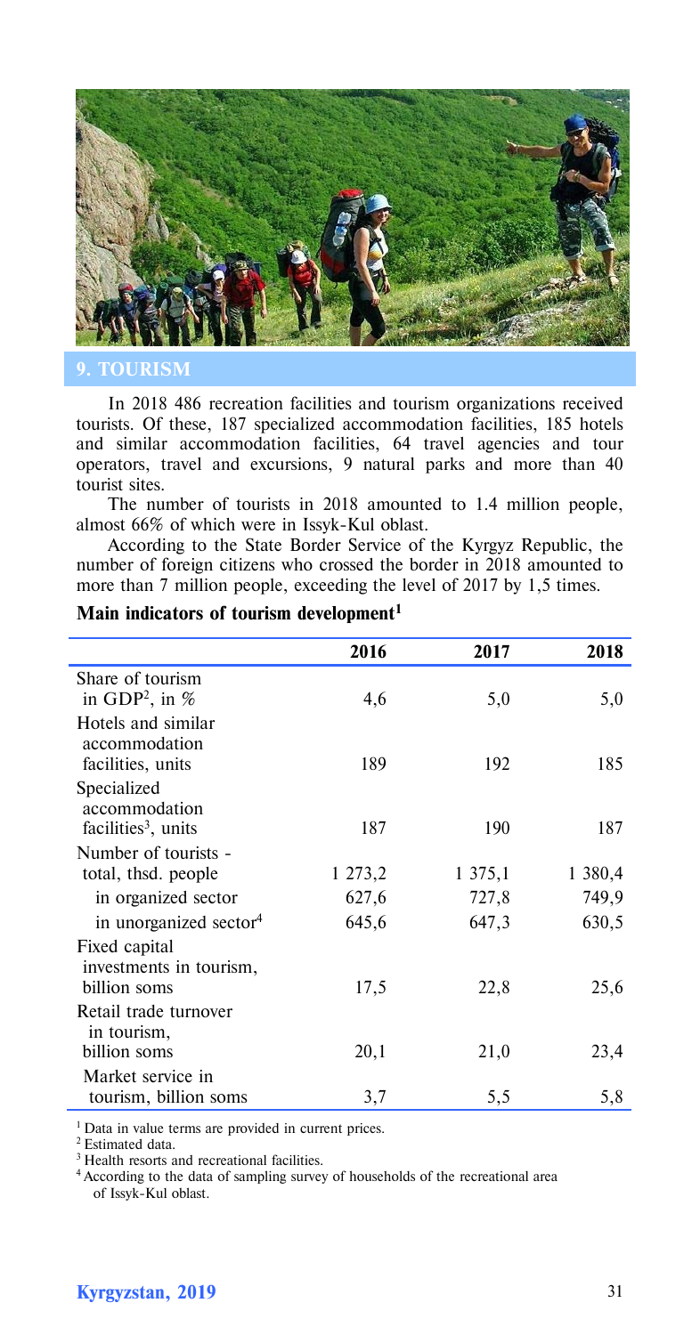## 9. TOURISM

In 2018 486 recreation facilities and tourism organizations received tourists. Of these, 187 specialized accommodation facilities, 185 hotels and similar accommodation facilities, 64 travel agencies and tour operators, travel and excursions, 9 natural parks and more than 40 tourist sites.

The number of tourists in 2018 amounted to 1.4 million people, almost 66% of which were in Issyk-Kul oblast.

According to the State Border Service of the Kyrgyz Republic, the number of foreign citizens who crossed the border in 2018 amounted to more than 7 million people, exceeding the level of 2017 by 1,5 times.

### Main indicators of tourism development[1]

| | 2016 | 2017 | 2018 |
|---|---|---|---|
| Share of tourism in GDP[2], in % | 4,6 | 5,0 | 5,0 |
| Hotels and similar accommodation facilities, units | 189 | 192 | 185 |
| Specialized accommodation facilities[3], units | 187 | 190 | 187 |
| Number of tourists - total, thsd. people | 1 273,2 | 1 375,1 | 1 380,4 |
| in organized sector | 627,6 | 727,8 | 749,9 |
| in unorganized sector[4] | 645,6 | 647,3 | 630,5 |
| Fixed capital investments in tourism, billion soms | 17,5 | 22,8 | 25,6 |
| Retail trade turnover in tourism, billion soms | 20,1 | 21,0 | 23,4 |
| Market service in tourism, billion soms | 3,7 | 5,5 | 5,8 |

[1] Data in value terms are provided in current prices.
[2] Estimated data.
[3] Health resorts and recreational facilities.
[4] According to the data of sampling survey of households of the recreational area of Issyk-Kul oblast.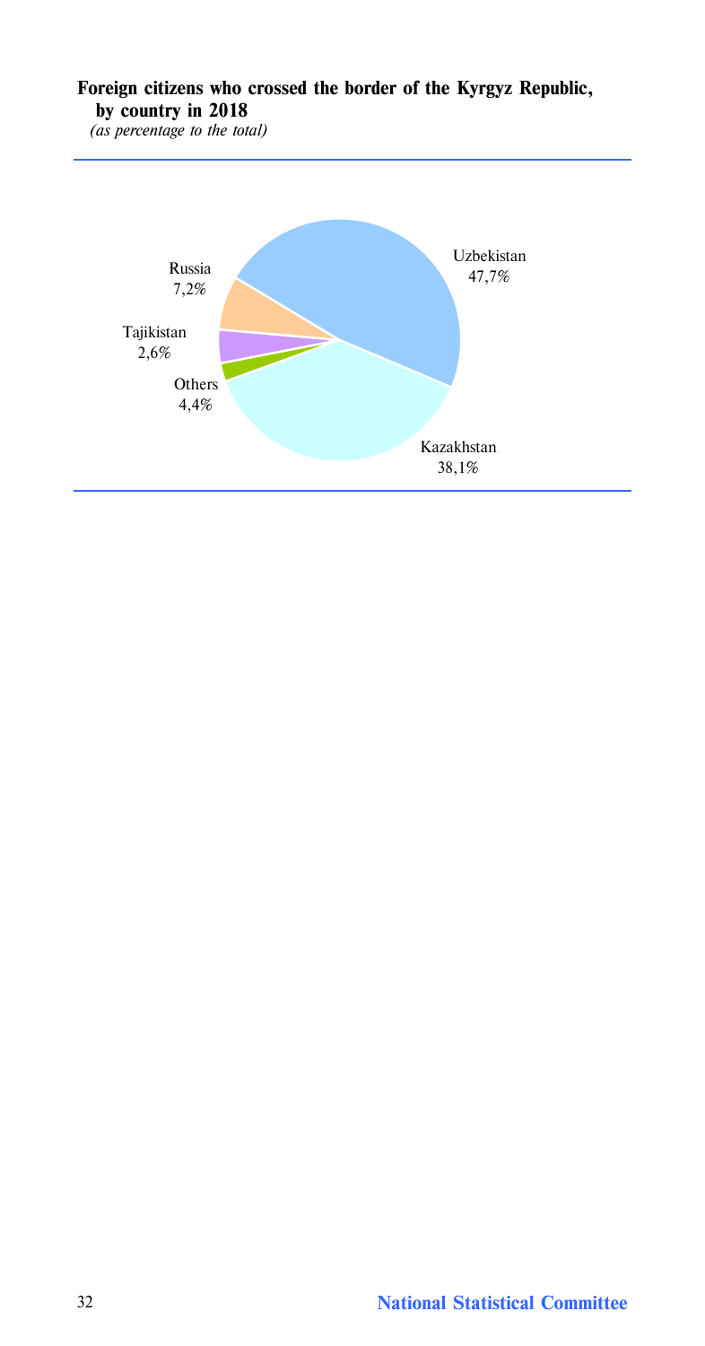**Foreign citizens who crossed the border of the Kyrgyz Republic, by country in 2018**

*(as percentage to the total)*

Uzbekistan 47,7%

Kazakhstan 38,1%

Russia 7,2%

Tajikistan 2,6%

Others 4,4%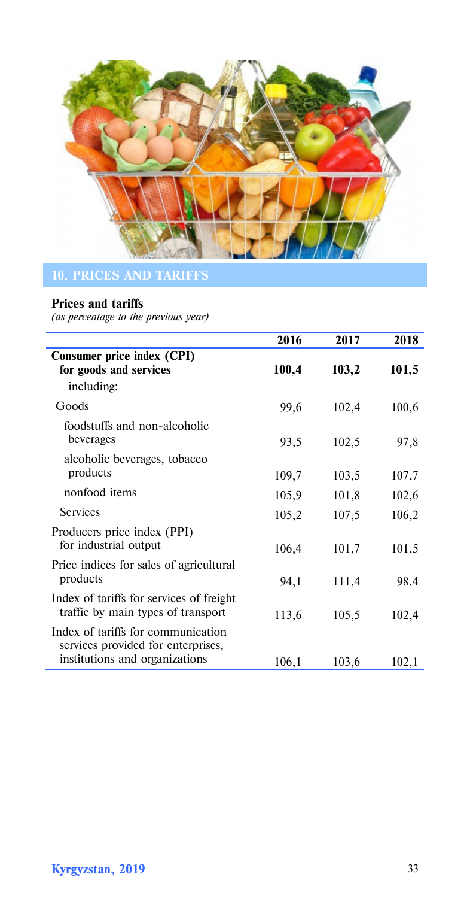## 10. PRICES AND TARIFFS

**Prices and tariffs**
*(as percentage to the previous year)*

| | 2016 | 2017 | 2018 |
|---|---|---|---|
| **Consumer price index (CPI) for goods and services** | **100,4** | **103,2** | **101,5** |
| including: | | | |
| Goods | 99,6 | 102,4 | 100,6 |
| foodstuffs and non-alcoholic beverages | 93,5 | 102,5 | 97,8 |
| alcoholic beverages, tobacco products | 109,7 | 103,5 | 107,7 |
| nonfood items | 105,9 | 101,8 | 102,6 |
| Services | 105,2 | 107,5 | 106,2 |
| Producers price index (PPI) for industrial output | 106,4 | 101,7 | 101,5 |
| Price indices for sales of agricultural products | 94,1 | 111,4 | 98,4 |
| Index of tariffs for services of freight traffic by main types of transport | 113,6 | 105,5 | 102,4 |
| Index of tariffs for communication services provided for enterprises, institutions and organizations | 106,1 | 103,6 | 102,1 |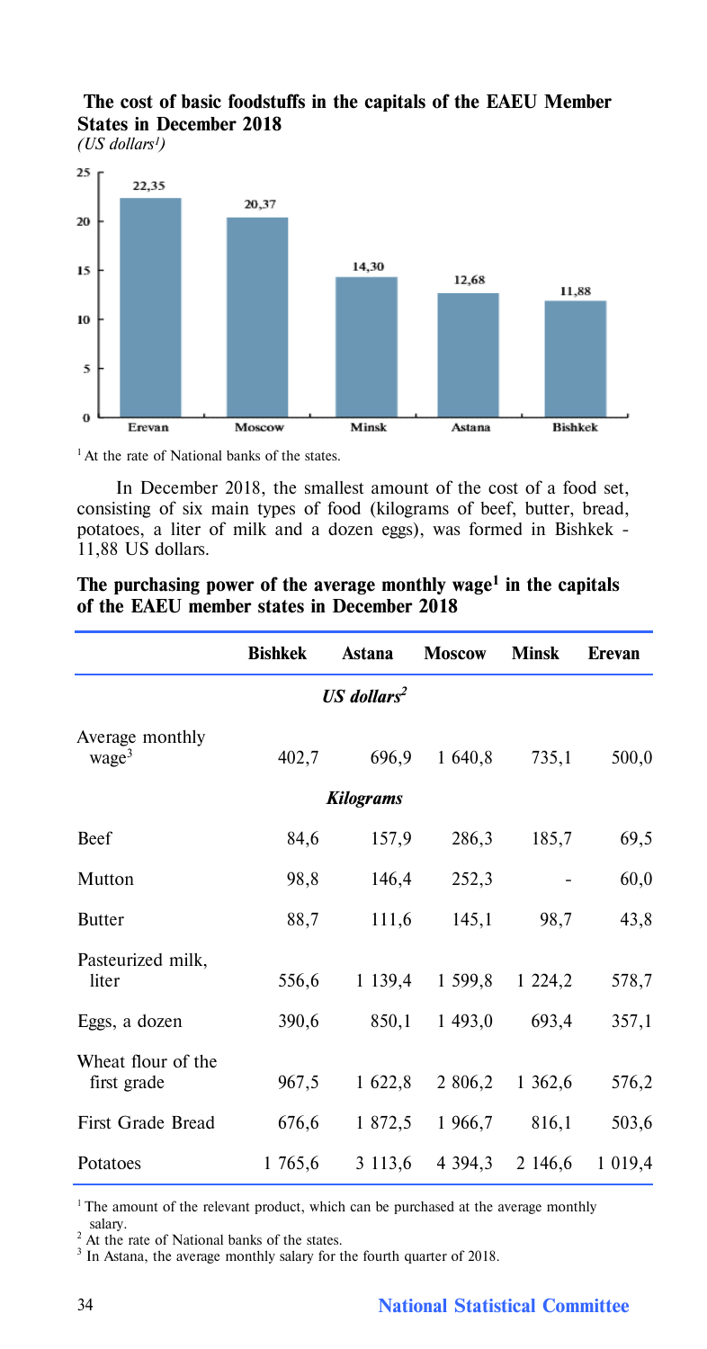**The cost of basic foodstuffs in the capitals of the EAEU Member States in December 2018**

*(US dollars[1])*

| Erevan | Moscow | Minsk | Astana | Bishkek |
|---|---|---|---|---|
| 22,35 | 20,37 | 14,30 | 12,68 | 11,88 |

[1] At the rate of National banks of the states.

In December 2018, the smallest amount of the cost of a food set, consisting of six main types of food (kilograms of beef, butter, bread, potatoes, a liter of milk and a dozen eggs), was formed in Bishkek - 11,88 US dollars.

**The purchasing power of the average monthly wage[1] in the capitals of the EAEU member states in December 2018**

| | Bishkek | Astana | Moscow | Minsk | Erevan |
|---|---|---|---|---|---|
| | | | *US dollars[2]* | | |
| Average monthly wage[3] | 402,7 | 696,9 | 1 640,8 | 735,1 | 500,0 |
| | | | *Kilograms* | | |
| Beef | 84,6 | 157,9 | 286,3 | 185,7 | 69,5 |
| Mutton | 98,8 | 146,4 | 252,3 | - | 60,0 |
| Butter | 88,7 | 111,6 | 145,1 | 98,7 | 43,8 |
| Pasteurized milk, liter | 556,6 | 1 139,4 | 1 599,8 | 1 224,2 | 578,7 |
| Eggs, a dozen | 390,6 | 850,1 | 1 493,0 | 693,4 | 357,1 |
| Wheat flour of the first grade | 967,5 | 1 622,8 | 2 806,2 | 1 362,6 | 576,2 |
| First Grade Bread | 676,6 | 1 872,5 | 1 966,7 | 816,1 | 503,6 |
| Potatoes | 1 765,6 | 3 113,6 | 4 394,3 | 2 146,6 | 1 019,4 |

[1] The amount of the relevant product, which can be purchased at the average monthly salary.
[2] At the rate of National banks of the states.
[3] In Astana, the average monthly salary for the fourth quarter of 2018.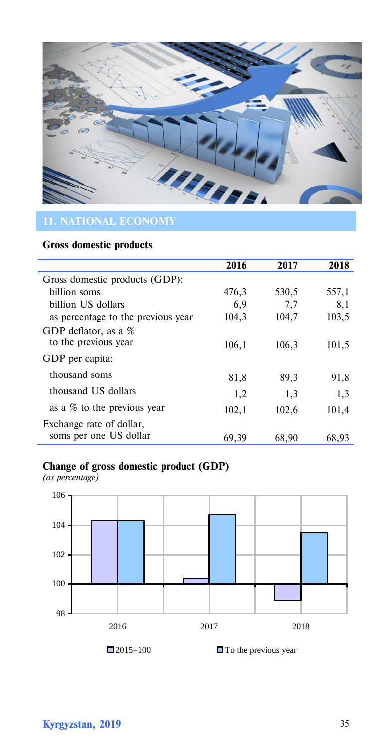## 11. NATIONAL ECONOMY

### Gross domestic products

| | 2016 | 2017 | 2018 |
|---|---|---|---|
| Gross domestic products (GDP): | | | |
| billion soms | 476,3 | 530,5 | 557,1 |
| billion US dollars | 6,9 | 7,7 | 8,1 |
| as percentage to the previous year | 104,3 | 104,7 | 103,5 |
| GDP deflator, as a % to the previous year | 106,1 | 106,3 | 101,5 |
| GDP per capita: | | | |
| thousand soms | 81,8 | 89,3 | 91,8 |
| thousand US dollars | 1,2 | 1,3 | 1,3 |
| as a % to the previous year | 102,1 | 102,6 | 101,4 |
| Exchange rate of dollar, soms per one US dollar | 69,39 | 68,90 | 68,93 |

### Change of gross domestic product (GDP)

*(as percentage)*

2015=100 / To the previous year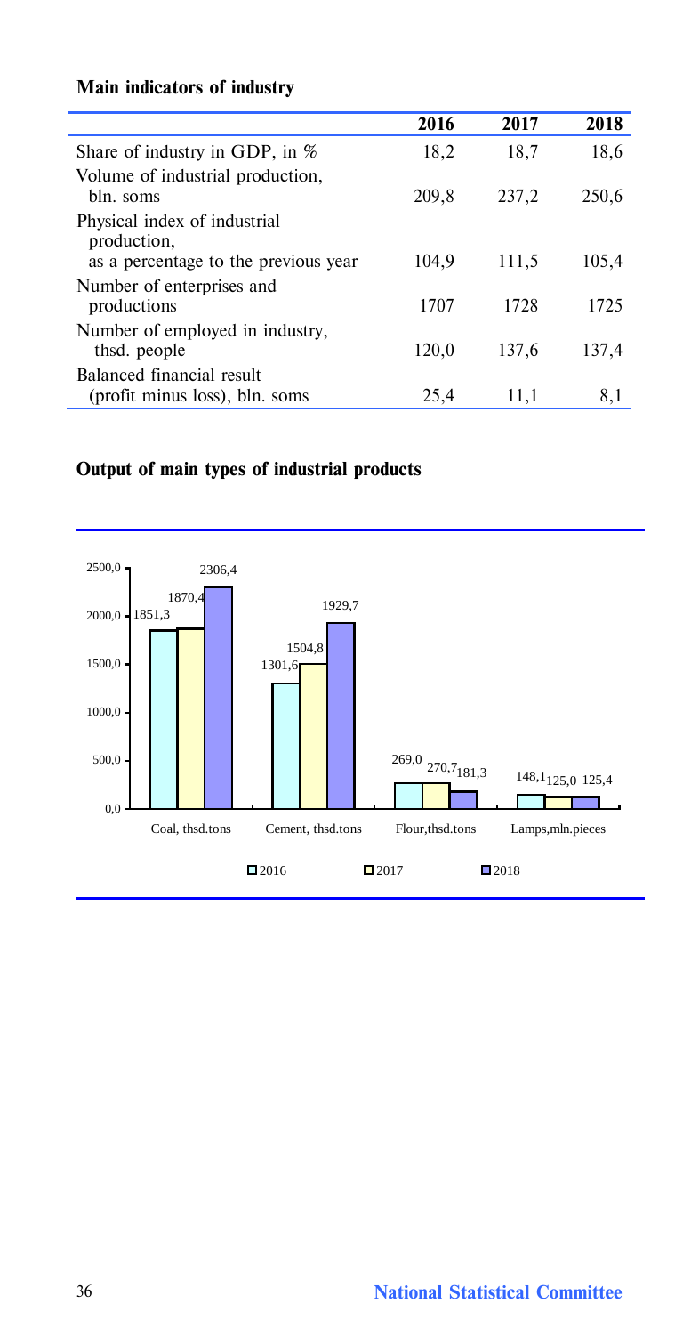## Main indicators of industry

| | 2016 | 2017 | 2018 |
|---|---|---|---|
| Share of industry in GDP, in % | 18,2 | 18,7 | 18,6 |
| Volume of industrial production, bln. soms | 209,8 | 237,2 | 250,6 |
| Physical index of industrial production, as a percentage to the previous year | 104,9 | 111,5 | 105,4 |
| Number of enterprises and productions | 1707 | 1728 | 1725 |
| Number of employed in industry, thsd. people | 120,0 | 137,6 | 137,4 |
| Balanced financial result (profit minus loss), bln. soms | 25,4 | 11,1 | 8,1 |

## Output of main types of industrial products

| | 2016 | 2017 | 2018 |
|---|---|---|---|
| Coal, thsd.tons | 1851,3 | 1870,4 | 2306,4 |
| Cement, thsd.tons | 1301,6 | 1504,8 | 1929,7 |
| Flour,thsd.tons | 269,0 | 270,7 | 181,3 |
| Lamps,mln.pieces | 148,1 | 125,0 | 125,4 |

**National Statistical Committee**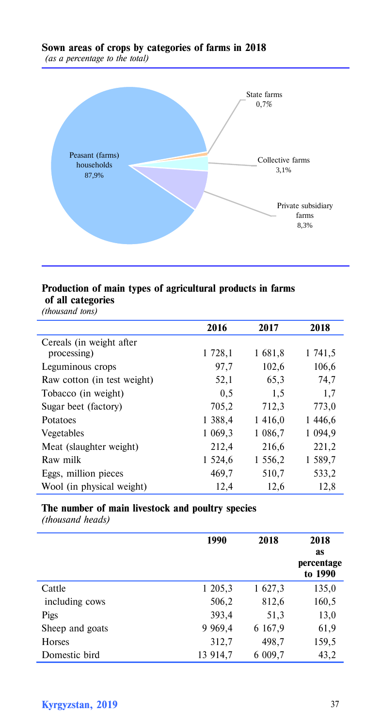**Sown areas of crops by categories of farms in 2018**
*(as a percentage to the total)*

Peasant (farms) households 87,9%

State farms 0,7%

Collective farms 3,1%

Private subsidiary farms 8,3%

**Production of main types of agricultural products in farms of all categories**
*(thousand tons)*

| | 2016 | 2017 | 2018 |
|---|---|---|---|
| Cereals (in weight after processing) | 1 728,1 | 1 681,8 | 1 741,5 |
| Leguminous crops | 97,7 | 102,6 | 106,6 |
| Raw cotton (in test weight) | 52,1 | 65,3 | 74,7 |
| Tobacco (in weight) | 0,5 | 1,5 | 1,7 |
| Sugar beet (factory) | 705,2 | 712,3 | 773,0 |
| Potatoes | 1 388,4 | 1 416,0 | 1 446,6 |
| Vegetables | 1 069,3 | 1 086,7 | 1 094,9 |
| Meat (slaughter weight) | 212,4 | 216,6 | 221,2 |
| Raw milk | 1 524,6 | 1 556,2 | 1 589,7 |
| Eggs, million pieces | 469,7 | 510,7 | 533,2 |
| Wool (in physical weight) | 12,4 | 12,6 | 12,8 |

**The number of main livestock and poultry species**
*(thousand heads)*

| | 1990 | 2018 | 2018 as percentage to 1990 |
|---|---|---|---|
| Cattle | 1 205,3 | 1 627,3 | 135,0 |
| including cows | 506,2 | 812,6 | 160,5 |
| Pigs | 393,4 | 51,3 | 13,0 |
| Sheep and goats | 9 969,4 | 6 167,9 | 61,9 |
| Horses | 312,7 | 498,7 | 159,5 |
| Domestic bird | 13 914,7 | 6 009,7 | 43,2 |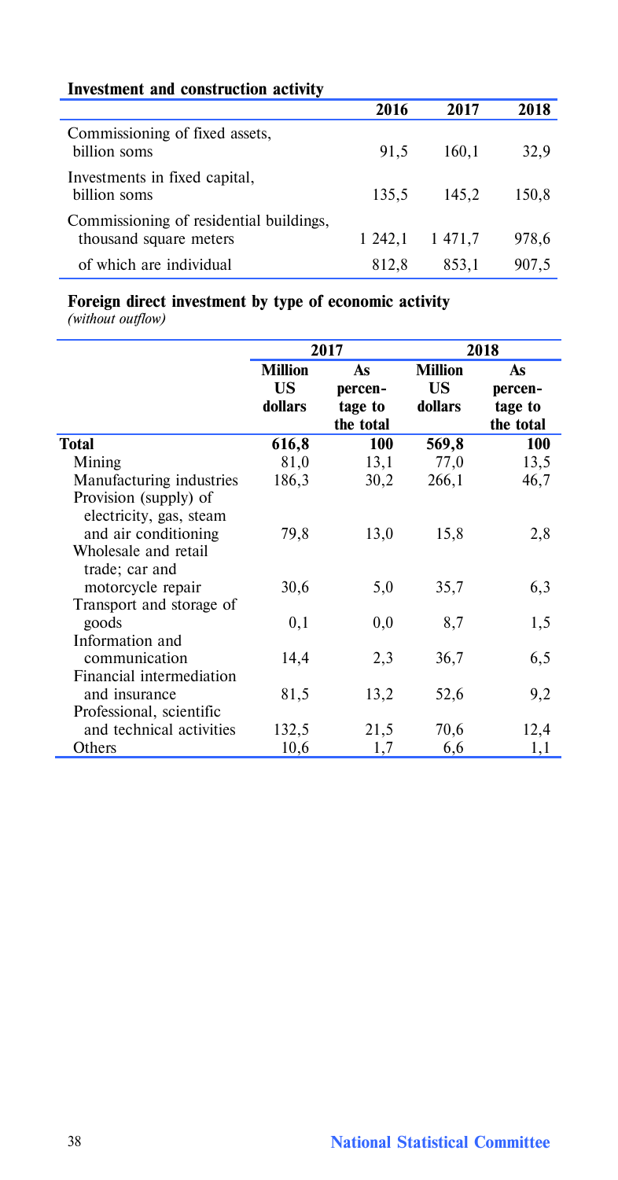## Investment and construction activity

| | 2016 | 2017 | 2018 |
|---|---|---|---|
| Commissioning of fixed assets, billion soms | 91,5 | 160,1 | 32,9 |
| Investments in fixed capital, billion soms | 135,5 | 145,2 | 150,8 |
| Commissioning of residential buildings, thousand square meters | 1 242,1 | 1 471,7 | 978,6 |
| of which are individual | 812,8 | 853,1 | 907,5 |

## Foreign direct investment by type of economic activity

*(without outflow)*

| | 2017 | | 2018 | |
|---|---|---|---|---|
| | Million US dollars | As percentage to the total | Million US dollars | As percentage to the total |
| **Total** | **616,8** | **100** | **569,8** | **100** |
| Mining | 81,0 | 13,1 | 77,0 | 13,5 |
| Manufacturing industries | 186,3 | 30,2 | 266,1 | 46,7 |
| Provision (supply) of electricity, gas, steam and air conditioning | 79,8 | 13,0 | 15,8 | 2,8 |
| Wholesale and retail trade; car and motorcycle repair | 30,6 | 5,0 | 35,7 | 6,3 |
| Transport and storage of goods | 0,1 | 0,0 | 8,7 | 1,5 |
| Information and communication | 14,4 | 2,3 | 36,7 | 6,5 |
| Financial intermediation and insurance | 81,5 | 13,2 | 52,6 | 9,2 |
| Professional, scientific and technical activities | 132,5 | 21,5 | 70,6 | 12,4 |
| Others | 10,6 | 1,7 | 6,6 | 1,1 |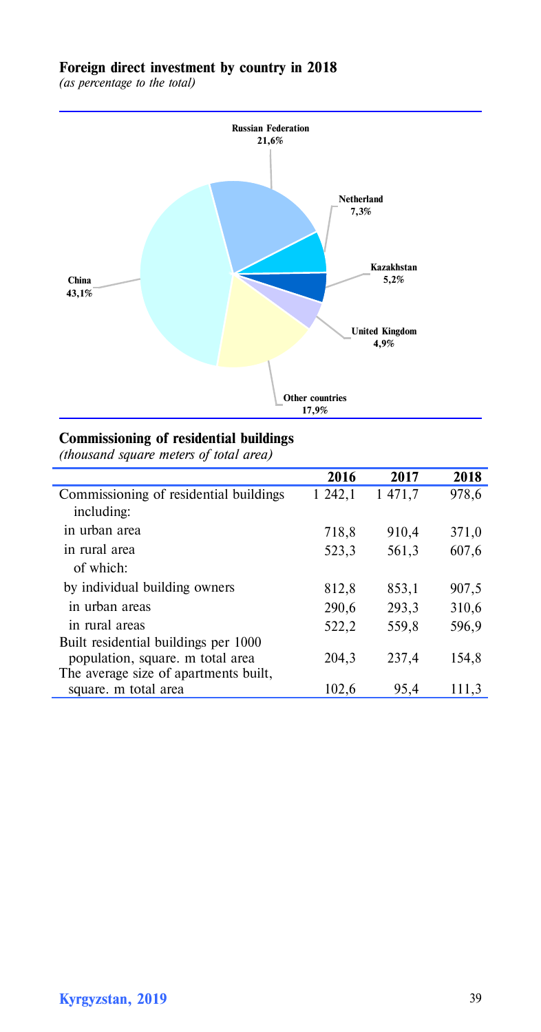## Foreign direct investment by country in 2018

*(as percentage to the total)*

Russian Federation 21,6%

Netherland 7,3%

Kazakhstan 5,2%

United Kingdom 4,9%

Other countries 17,9%

China 43,1%

## Commissioning of residential buildings

*(thousand square meters of total area)*

| | 2016 | 2017 | 2018 |
|---|---|---|---|
| Commissioning of residential buildings | 1 242,1 | 1 471,7 | 978,6 |
| including: | | | |
| in urban area | 718,8 | 910,4 | 371,0 |
| in rural area | 523,3 | 561,3 | 607,6 |
| of which: | | | |
| by individual building owners | 812,8 | 853,1 | 907,5 |
| in urban areas | 290,6 | 293,3 | 310,6 |
| in rural areas | 522,2 | 559,8 | 596,9 |
| Built residential buildings per 1000 population, square. m total area | 204,3 | 237,4 | 154,8 |
| The average size of apartments built, square. m total area | 102,6 | 95,4 | 111,3 |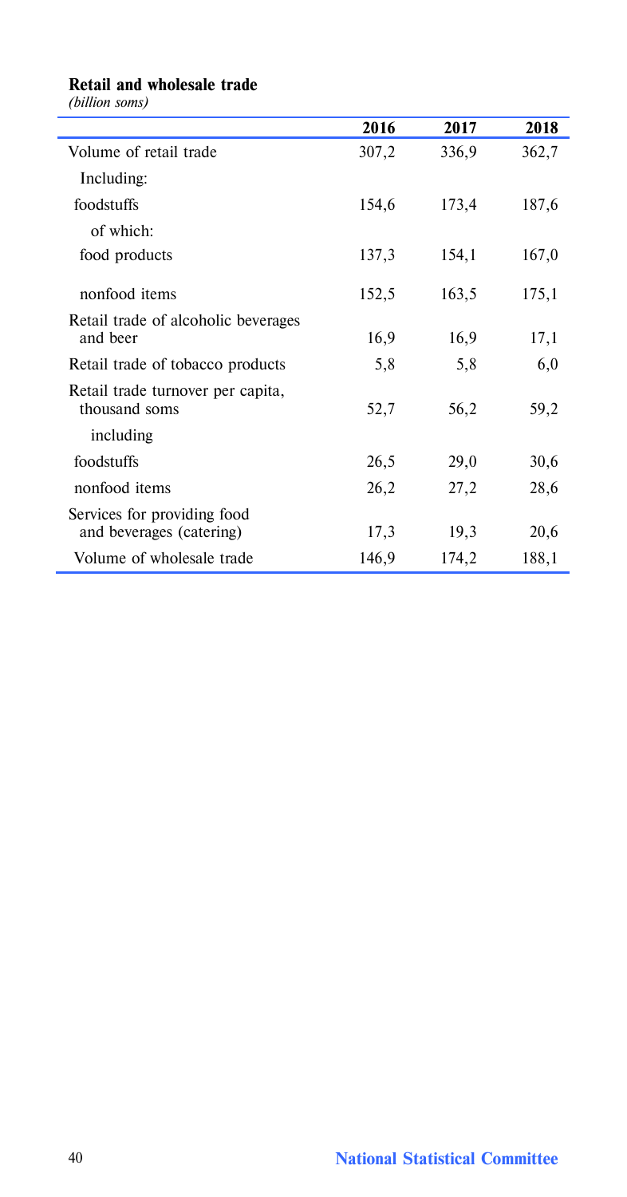**Retail and wholesale trade**

*(billion soms)*

| | 2016 | 2017 | 2018 |
|---|---|---|---|
| Volume of retail trade | 307,2 | 336,9 | 362,7 |
| Including: | | | |
| foodstuffs | 154,6 | 173,4 | 187,6 |
| of which: | | | |
| food products | 137,3 | 154,1 | 167,0 |
| nonfood items | 152,5 | 163,5 | 175,1 |
| Retail trade of alcoholic beverages and beer | 16,9 | 16,9 | 17,1 |
| Retail trade of tobacco products | 5,8 | 5,8 | 6,0 |
| Retail trade turnover per capita, thousand soms | 52,7 | 56,2 | 59,2 |
| including | | | |
| foodstuffs | 26,5 | 29,0 | 30,6 |
| nonfood items | 26,2 | 27,2 | 28,6 |
| Services for providing food and beverages (catering) | 17,3 | 19,3 | 20,6 |
| Volume of wholesale trade | 146,9 | 174,2 | 188,1 |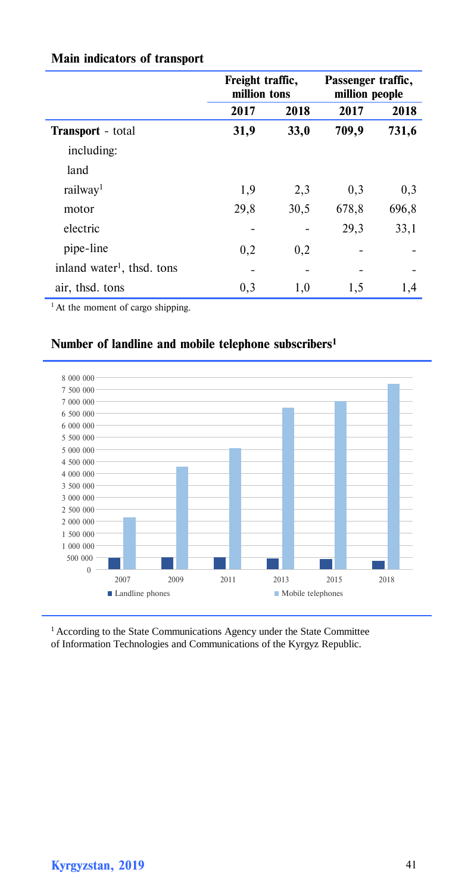**Main indicators of transport**

| | Freight traffic, million tons | | Passenger traffic, million people | |
|---|---|---|---|---|
| | 2017 | 2018 | 2017 | 2018 |
| **Transport** - total | **31,9** | **33,0** | **709,9** | **731,6** |
| including: | | | | |
| land | | | | |
| railway[1] | 1,9 | 2,3 | 0,3 | 0,3 |
| motor | 29,8 | 30,5 | 678,8 | 696,8 |
| electric | - | - | 29,3 | 33,1 |
| pipe-line | 0,2 | 0,2 | - | - |
| inland water[1], thsd. tons | - | - | - | - |
| air, thsd. tons | 0,3 | 1,0 | 1,5 | 1,4 |

[1] At the moment of cargo shipping.

**Number of landline and mobile telephone subscribers[1]**

[1] According to the State Communications Agency under the State Committee of Information Technologies and Communications of the Kyrgyz Republic.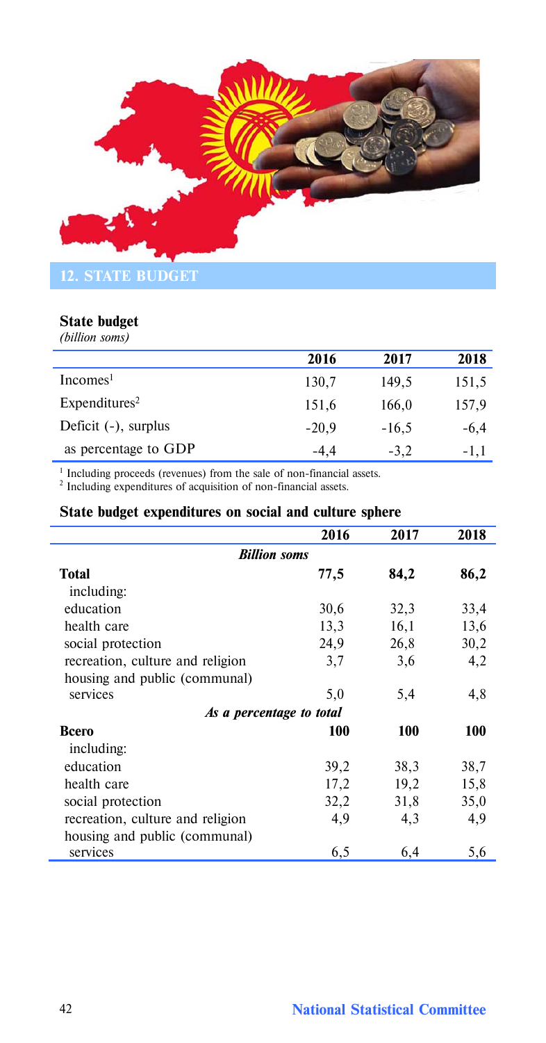## 12. STATE BUDGET

### State budget

*(billion soms)*

| | 2016 | 2017 | 2018 |
|---|---|---|---|
| Incomes[1] | 130,7 | 149,5 | 151,5 |
| Expenditures[2] | 151,6 | 166,0 | 157,9 |
| Deficit (-), surplus | -20,9 | -16,5 | -6,4 |
| as percentage to GDP | -4,4 | -3,2 | -1,1 |

[1] Including proceeds (revenues) from the sale of non-financial assets.
[2] Including expenditures of acquisition of non-financial assets.

### State budget expenditures on social and culture sphere

| | 2016 | 2017 | 2018 |
|---|---|---|---|
| | ***Billion soms*** | | |
| **Total** | **77,5** | **84,2** | **86,2** |
| including: | | | |
| education | 30,6 | 32,3 | 33,4 |
| health care | 13,3 | 16,1 | 13,6 |
| social protection | 24,9 | 26,8 | 30,2 |
| recreation, culture and religion | 3,7 | 3,6 | 4,2 |
| housing and public (communal) services | 5,0 | 5,4 | 4,8 |
| | ***As a percentage to total*** | | |
| **Всего** | **100** | **100** | **100** |
| including: | | | |
| education | 39,2 | 38,3 | 38,7 |
| health care | 17,2 | 19,2 | 15,8 |
| social protection | 32,2 | 31,8 | 35,0 |
| recreation, culture and religion | 4,9 | 4,3 | 4,9 |
| housing and public (communal) services | 6,5 | 6,4 | 5,6 |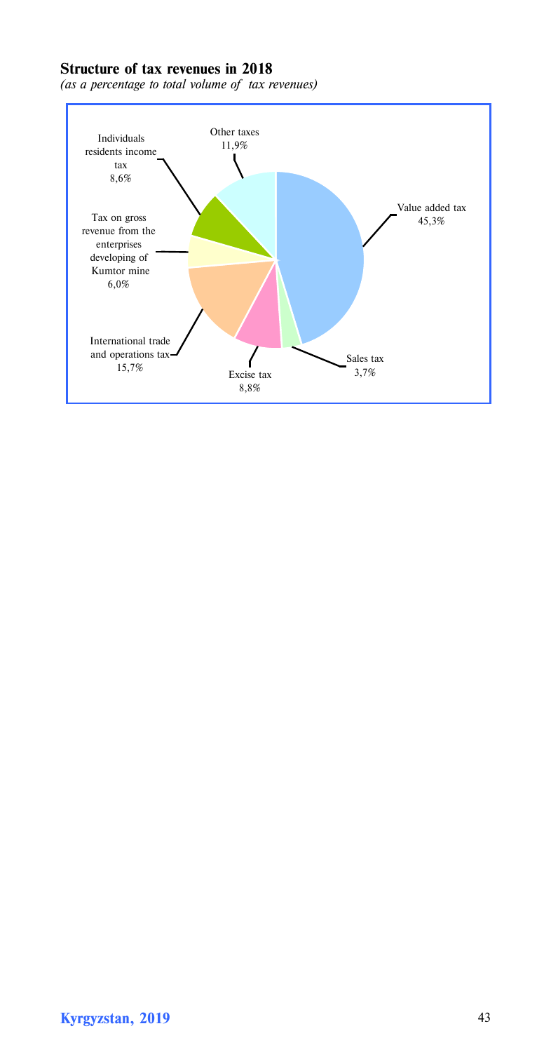**Structure of tax revenues in 2018**

*(as a percentage to total volume of tax revenues)*

| Tax | % |
|---|---|
| Value added tax | 45,3% |
| Sales tax | 3,7% |
| Excise tax | 8,8% |
| International trade and operations tax | 15,7% |
| Tax on gross revenue from the enterprises developing of Kumtor mine | 6,0% |
| Individuals residents income tax | 8,6% |
| Other taxes | 11,9% |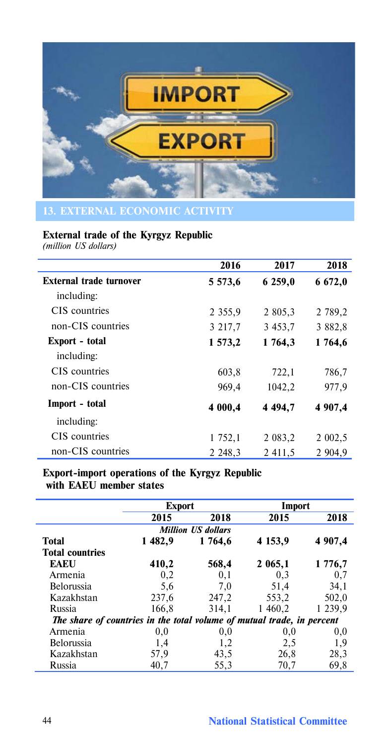## 13. EXTERNAL ECONOMIC ACTIVITY

**External trade of the Kyrgyz Republic**
*(million US dollars)*

| | 2016 | 2017 | 2018 |
|---|---|---|---|
| **External trade turnover** | **5 573,6** | **6 259,0** | **6 672,0** |
| including: | | | |
| CIS countries | 2 355,9 | 2 805,3 | 2 789,2 |
| non-CIS countries | 3 217,7 | 3 453,7 | 3 882,8 |
| **Export - total** | **1 573,2** | **1 764,3** | **1 764,6** |
| including: | | | |
| CIS countries | 603,8 | 722,1 | 786,7 |
| non-CIS countries | 969,4 | 1042,2 | 977,9 |
| **Import - total** | **4 000,4** | **4 494,7** | **4 907,4** |
| including: | | | |
| CIS countries | 1 752,1 | 2 083,2 | 2 002,5 |
| non-CIS countries | 2 248,3 | 2 411,5 | 2 904,9 |

**Export-import operations of the Kyrgyz Republic with EAEU member states**

| | Export | | Import | |
|---|---|---|---|---|
| | 2015 | 2018 | 2015 | 2018 |
| | *Million US dollars* | | | |
| **Total** | **1 482,9** | **1 764,6** | **4 153,9** | **4 907,4** |
| **Total countries** | | | | |
| **EAEU** | **410,2** | **568,4** | **2 065,1** | **1 776,7** |
| Armenia | 0,2 | 0,1 | 0,3 | 0,7 |
| Belorussia | 5,6 | 7,0 | 51,4 | 34,1 |
| Kazakhstan | 237,6 | 247,2 | 553,2 | 502,0 |
| Russia | 166,8 | 314,1 | 1 460,2 | 1 239,9 |
| *The share of countries in the total volume of mutual trade, in percent* | | | | |
| Armenia | 0,0 | 0,0 | 0,0 | 0,0 |
| Belorussia | 1,4 | 1,2 | 2,5 | 1,9 |
| Kazakhstan | 57,9 | 43,5 | 26,8 | 28,3 |
| Russia | 40,7 | 55,3 | 70,7 | 69,8 |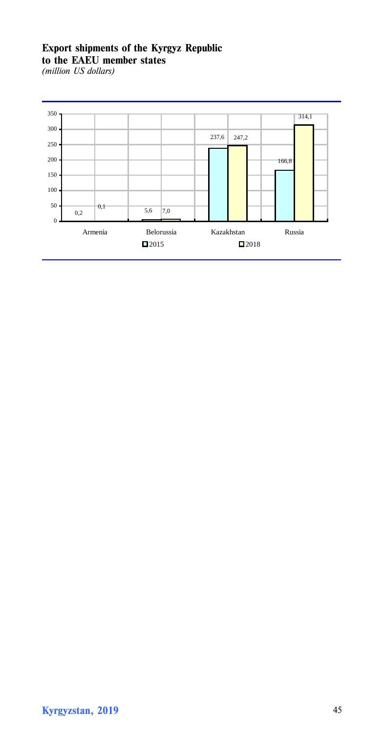**Export shipments of the Kyrgyz Republic to the EAEU member states**
*(million US dollars)*

| | 2015 | 2018 |
|---|---|---|
| Armenia | 0,2 | 0,1 |
| Belorussia | 5,6 | 7,0 |
| Kazakhstan | 237,6 | 247,2 |
| Russia | 166,8 | 314,1 |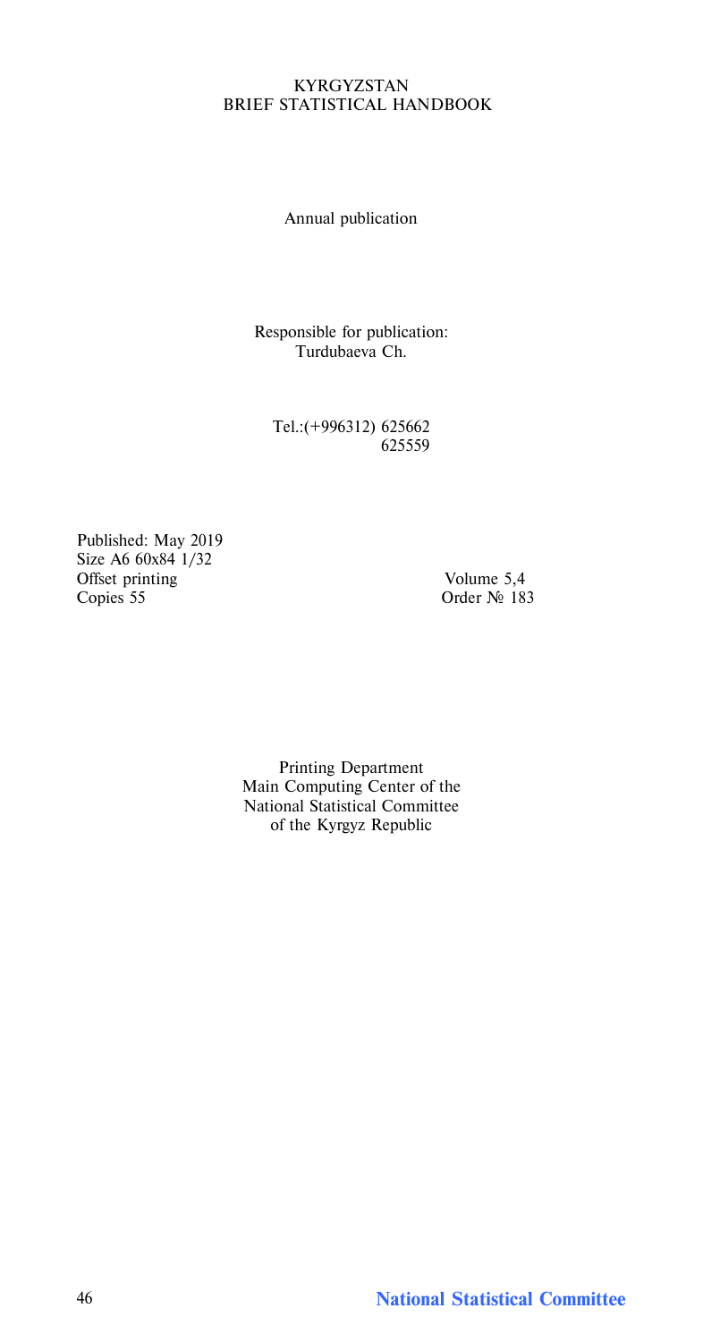KYRGYZSTAN
BRIEF STATISTICAL HANDBOOK

Annual publication

Responsible for publication:
Turdubaeva Ch.

Tel.:(+996312) 625662
625559

Published: May 2019
Size A6 60x84 1/32
Offset printing — Volume 5,4
Copies 55 — Order № 183

Printing Department
Main Computing Center of the
National Statistical Committee
of the Kyrgyz Republic